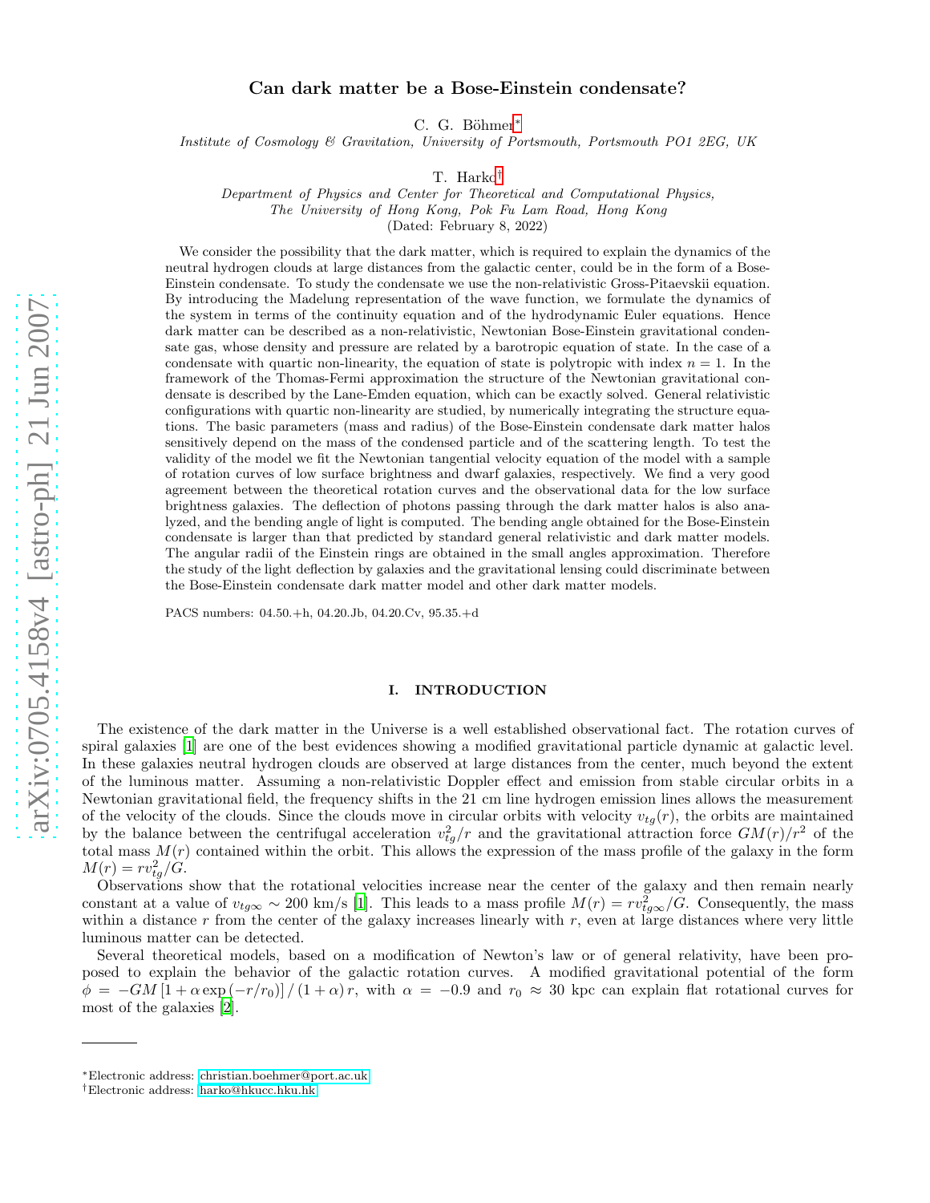# Can dark matter be a Bose-Einstein condensate?

C. G. Böhmer*

*Institute of Cosmology & Gravitation, University of Portsmouth, Portsmouth PO1 2EG, UK*

T. Harko†

*Department of Physics and Center for Theoretical and Computational Physics, The University of Hong Kong, Pok Fu Lam Road, Hong Kong*

(Dated: February 8, 2022)

We consider the possibility that the dark matter, which is required to explain the dynamics of the neutral hydrogen clouds at large distances from the galactic center, could be in the form of a Bose-Einstein condensate. To study the condensate we use the non-relativistic Gross-Pitaevskii equation. By introducing the Madelung representation of the wave function, we formulate the dynamics of the system in terms of the continuity equation and of the hydrodynamic Euler equations. Hence dark matter can be described as a non-relativistic, Newtonian Bose-Einstein gravitational condensate gas, whose density and pressure are related by a barotropic equation of state. In the case of a condensate with quartic non-linearity, the equation of state is polytropic with index $n = 1$. In the framework of the Thomas-Fermi approximation the structure of the Newtonian gravitational condensate is described by the Lane-Emden equation, which can be exactly solved. General relativistic configurations with quartic non-linearity are studied, by numerically integrating the structure equations. The basic parameters (mass and radius) of the Bose-Einstein condensate dark matter halos sensitively depend on the mass of the condensed particle and of the scattering length. To test the validity of the model we fit the Newtonian tangential velocity equation of the model with a sample of rotation curves of low surface brightness and dwarf galaxies, respectively. We find a very good agreement between the theoretical rotation curves and the observational data for the low surface brightness galaxies. The deflection of photons passing through the dark matter halos is also analyzed, and the bending angle of light is computed. The bending angle obtained for the Bose-Einstein condensate is larger than that predicted by standard general relativistic and dark matter models. The angular radii of the Einstein rings are obtained in the small angles approximation. Therefore the study of the light deflection by galaxies and the gravitational lensing could discriminate between the Bose-Einstein condensate dark matter model and other dark matter models.

PACS numbers: 04.50.+h, 04.20.Jb, 04.20.Cv, 95.35.+d

## I. INTRODUCTION

The existence of the dark matter in the Universe is a well established observational fact. The rotation curves of spiral galaxies [1] are one of the best evidences showing a modified gravitational particle dynamic at galactic level. In these galaxies neutral hydrogen clouds are observed at large distances from the center, much beyond the extent of the luminous matter. Assuming a non-relativistic Doppler effect and emission from stable circular orbits in a Newtonian gravitational field, the frequency shifts in the 21 cm line hydrogen emission lines allows the measurement of the velocity of the clouds. Since the clouds move in circular orbits with velocity $v_{tg}(r)$, the orbits are maintained by the balance between the centrifugal acceleration $v_{tg}^2/r$ and the gravitational attraction force $GM(r)/r^2$ of the total mass $M(r)$ contained within the orbit. This allows the expression of the mass profile of the galaxy in the form $M(r) = rv_{tg}^2/G$.

Observations show that the rotational velocities increase near the center of the galaxy and then remain nearly constant at a value of $v_{tg\infty} \sim 200$ km/s [1]. This leads to a mass profile $M(r) = rv_{tg\infty}^2/G$. Consequently, the mass within a distance $r$ from the center of the galaxy increases linearly with $r$, even at large distances where very little luminous matter can be detected.

Several theoretical models, based on a modification of Newton's law or of general relativity, have been proposed to explain the behavior of the galactic rotation curves. A modified gravitational potential of the form $\phi = -GM\left[1 + \alpha \exp\left(-r/r_0\right)\right]/(1+\alpha)\,r$, with $\alpha = -0.9$ and $r_0 \approx 30$ kpc can explain flat rotational curves for most of the galaxies [2].

---

*Electronic address: christian.boehmer@port.ac.uk

†Electronic address: harko@hkucc.hku.hk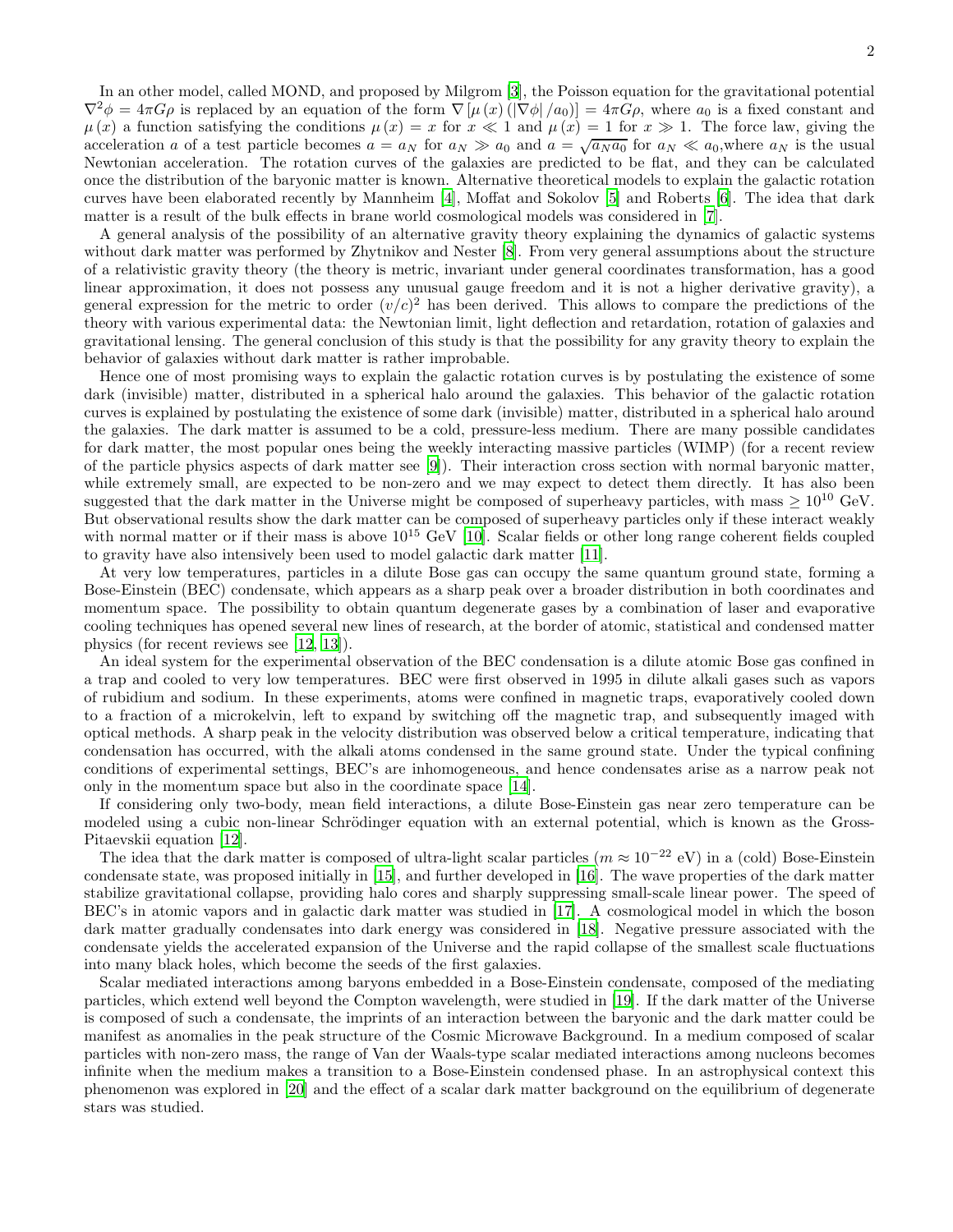In an other model, called MOND, and proposed by Milgrom [3], the Poisson equation for the gravitational potential $\nabla^2\phi = 4\pi G\rho$ is replaced by an equation of the form $\nabla\left[\mu\left(x\right)\left(\left|\nabla\phi\right|/a_0\right)\right] = 4\pi G\rho$, where $a_0$ is a fixed constant and $\mu\left(x\right)$ a function satisfying the conditions $\mu\left(x\right) = x$ for $x \ll 1$ and $\mu\left(x\right) = 1$ for $x \gg 1$. The force law, giving the acceleration $a$ of a test particle becomes $a = a_N$ for $a_N \gg a_0$ and $a = \sqrt{a_N a_0}$ for $a_N \ll a_0$,where $a_N$ is the usual Newtonian acceleration. The rotation curves of the galaxies are predicted to be flat, and they can be calculated once the distribution of the baryonic matter is known. Alternative theoretical models to explain the galactic rotation curves have been elaborated recently by Mannheim [4], Moffat and Sokolov [5] and Roberts [6]. The idea that dark matter is a result of the bulk effects in brane world cosmological models was considered in [7].

A general analysis of the possibility of an alternative gravity theory explaining the dynamics of galactic systems without dark matter was performed by Zhytnikov and Nester [8]. From very general assumptions about the structure of a relativistic gravity theory (the theory is metric, invariant under general coordinates transformation, has a good linear approximation, it does not possess any unusual gauge freedom and it is not a higher derivative gravity), a general expression for the metric to order $(v/c)^2$ has been derived. This allows to compare the predictions of the theory with various experimental data: the Newtonian limit, light deflection and retardation, rotation of galaxies and gravitational lensing. The general conclusion of this study is that the possibility for any gravity theory to explain the behavior of galaxies without dark matter is rather improbable.

Hence one of most promising ways to explain the galactic rotation curves is by postulating the existence of some dark (invisible) matter, distributed in a spherical halo around the galaxies. This behavior of the galactic rotation curves is explained by postulating the existence of some dark (invisible) matter, distributed in a spherical halo around the galaxies. The dark matter is assumed to be a cold, pressure-less medium. There are many possible candidates for dark matter, the most popular ones being the weekly interacting massive particles (WIMP) (for a recent review of the particle physics aspects of dark matter see [9]). Their interaction cross section with normal baryonic matter, while extremely small, are expected to be non-zero and we may expect to detect them directly. It has also been suggested that the dark matter in the Universe might be composed of superheavy particles, with mass $\geq 10^{10}$ GeV. But observational results show the dark matter can be composed of superheavy particles only if these interact weakly with normal matter or if their mass is above $10^{15}$ GeV [10]. Scalar fields or other long range coherent fields coupled to gravity have also intensively been used to model galactic dark matter [11].

At very low temperatures, particles in a dilute Bose gas can occupy the same quantum ground state, forming a Bose-Einstein (BEC) condensate, which appears as a sharp peak over a broader distribution in both coordinates and momentum space. The possibility to obtain quantum degenerate gases by a combination of laser and evaporative cooling techniques has opened several new lines of research, at the border of atomic, statistical and condensed matter physics (for recent reviews see [12, 13]).

An ideal system for the experimental observation of the BEC condensation is a dilute atomic Bose gas confined in a trap and cooled to very low temperatures. BEC were first observed in 1995 in dilute alkali gases such as vapors of rubidium and sodium. In these experiments, atoms were confined in magnetic traps, evaporatively cooled down to a fraction of a microkelvin, left to expand by switching off the magnetic trap, and subsequently imaged with optical methods. A sharp peak in the velocity distribution was observed below a critical temperature, indicating that condensation has occurred, with the alkali atoms condensed in the same ground state. Under the typical confining conditions of experimental settings, BEC's are inhomogeneous, and hence condensates arise as a narrow peak not only in the momentum space but also in the coordinate space [14].

If considering only two-body, mean field interactions, a dilute Bose-Einstein gas near zero temperature can be modeled using a cubic non-linear Schrödinger equation with an external potential, which is known as the Gross-Pitaevskii equation [12].

The idea that the dark matter is composed of ultra-light scalar particles ($m \approx 10^{-22}$ eV) in a (cold) Bose-Einstein condensate state, was proposed initially in [15], and further developed in [16]. The wave properties of the dark matter stabilize gravitational collapse, providing halo cores and sharply suppressing small-scale linear power. The speed of BEC's in atomic vapors and in galactic dark matter was studied in [17]. A cosmological model in which the boson dark matter gradually condensates into dark energy was considered in [18]. Negative pressure associated with the condensate yields the accelerated expansion of the Universe and the rapid collapse of the smallest scale fluctuations into many black holes, which become the seeds of the first galaxies.

Scalar mediated interactions among baryons embedded in a Bose-Einstein condensate, composed of the mediating particles, which extend well beyond the Compton wavelength, were studied in [19]. If the dark matter of the Universe is composed of such a condensate, the imprints of an interaction between the baryonic and the dark matter could be manifest as anomalies in the peak structure of the Cosmic Microwave Background. In a medium composed of scalar particles with non-zero mass, the range of Van der Waals-type scalar mediated interactions among nucleons becomes infinite when the medium makes a transition to a Bose-Einstein condensed phase. In an astrophysical context this phenomenon was explored in [20] and the effect of a scalar dark matter background on the equilibrium of degenerate stars was studied.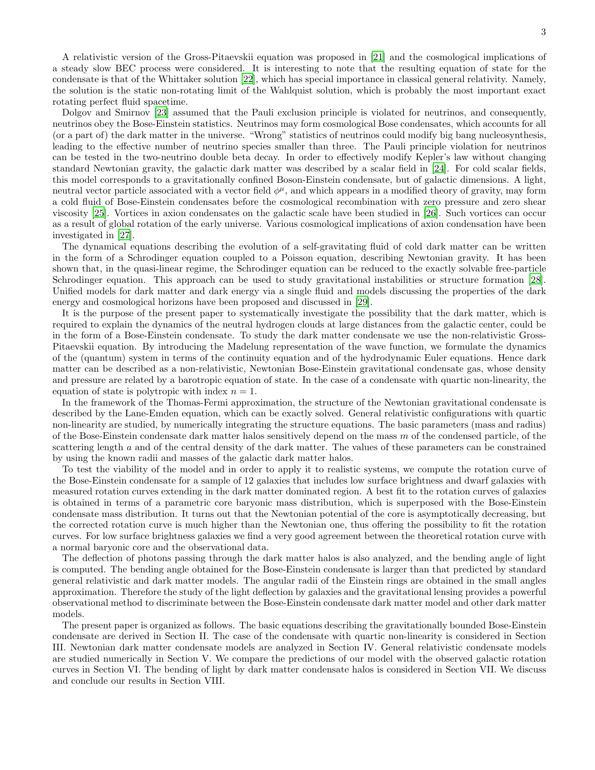A relativistic version of the Gross-Pitaevskii equation was proposed in [21] and the cosmological implications of a steady slow BEC process were considered. It is interesting to note that the resulting equation of state for the condensate is that of the Whittaker solution [22], which has special importance in classical general relativity. Namely, the solution is the static non-rotating limit of the Wahlquist solution, which is probably the most important exact rotating perfect fluid spacetime.

Dolgov and Smirnov [23] assumed that the Pauli exclusion principle is violated for neutrinos, and consequently, neutrinos obey the Bose-Einstein statistics. Neutrinos may form cosmological Bose condensates, which accounts for all (or a part of) the dark matter in the universe. "Wrong" statistics of neutrinos could modify big bang nucleosynthesis, leading to the effective number of neutrino species smaller than three. The Pauli principle violation for neutrinos can be tested in the two-neutrino double beta decay. In order to effectively modify Kepler's law without changing standard Newtonian gravity, the galactic dark matter was described by a scalar field in [24]. For cold scalar fields, this model corresponds to a gravitationally confined Boson-Einstein condensate, but of galactic dimensions. A light, neutral vector particle associated with a vector field $\phi^{\mu}$, and which appears in a modified theory of gravity, may form a cold fluid of Bose-Einstein condensates before the cosmological recombination with zero pressure and zero shear viscosity [25]. Vortices in axion condensates on the galactic scale have been studied in [26]. Such vortices can occur as a result of global rotation of the early universe. Various cosmological implications of axion condensation have been investigated in [27].

The dynamical equations describing the evolution of a self-gravitating fluid of cold dark matter can be written in the form of a Schrodinger equation coupled to a Poisson equation, describing Newtonian gravity. It has been shown that, in the quasi-linear regime, the Schrodinger equation can be reduced to the exactly solvable free-particle Schrodinger equation. This approach can be used to study gravitational instabilities or structure formation [28]. Unified models for dark matter and dark energy via a single fluid and models discussing the properties of the dark energy and cosmological horizons have been proposed and discussed in [29].

It is the purpose of the present paper to systematically investigate the possibility that the dark matter, which is required to explain the dynamics of the neutral hydrogen clouds at large distances from the galactic center, could be in the form of a Bose-Einstein condensate. To study the dark matter condensate we use the non-relativistic Gross-Pitaevskii equation. By introducing the Madelung representation of the wave function, we formulate the dynamics of the (quantum) system in terms of the continuity equation and of the hydrodynamic Euler equations. Hence dark matter can be described as a non-relativistic, Newtonian Bose-Einstein gravitational condensate gas, whose density and pressure are related by a barotropic equation of state. In the case of a condensate with quartic non-linearity, the equation of state is polytropic with index $n = 1$.

In the framework of the Thomas-Fermi approximation, the structure of the Newtonian gravitational condensate is described by the Lane-Emden equation, which can be exactly solved. General relativistic configurations with quartic non-linearity are studied, by numerically integrating the structure equations. The basic parameters (mass and radius) of the Bose-Einstein condensate dark matter halos sensitively depend on the mass $m$ of the condensed particle, of the scattering length $a$ and of the central density of the dark matter. The values of these parameters can be constrained by using the known radii and masses of the galactic dark matter halos.

To test the viability of the model and in order to apply it to realistic systems, we compute the rotation curve of the Bose-Einstein condensate for a sample of 12 galaxies that includes low surface brightness and dwarf galaxies with measured rotation curves extending in the dark matter dominated region. A best fit to the rotation curves of galaxies is obtained in terms of a parametric core baryonic mass distribution, which is superposed with the Bose-Einstein condensate mass distribution. It turns out that the Newtonian potential of the core is asymptotically decreasing, but the corrected rotation curve is much higher than the Newtonian one, thus offering the possibility to fit the rotation curves. For low surface brightness galaxies we find a very good agreement between the theoretical rotation curve with a normal baryonic core and the observational data.

The deflection of photons passing through the dark matter halos is also analyzed, and the bending angle of light is computed. The bending angle obtained for the Bose-Einstein condensate is larger than that predicted by standard general relativistic and dark matter models. The angular radii of the Einstein rings are obtained in the small angles approximation. Therefore the study of the light deflection by galaxies and the gravitational lensing provides a powerful observational method to discriminate between the Bose-Einstein condensate dark matter model and other dark matter models.

The present paper is organized as follows. The basic equations describing the gravitationally bounded Bose-Einstein condensate are derived in Section II. The case of the condensate with quartic non-linearity is considered in Section III. Newtonian dark matter condensate models are analyzed in Section IV. General relativistic condensate models are studied numerically in Section V. We compare the predictions of our model with the observed galactic rotation curves in Section VI. The bending of light by dark matter condensate halos is considered in Section VII. We discuss and conclude our results in Section VIII.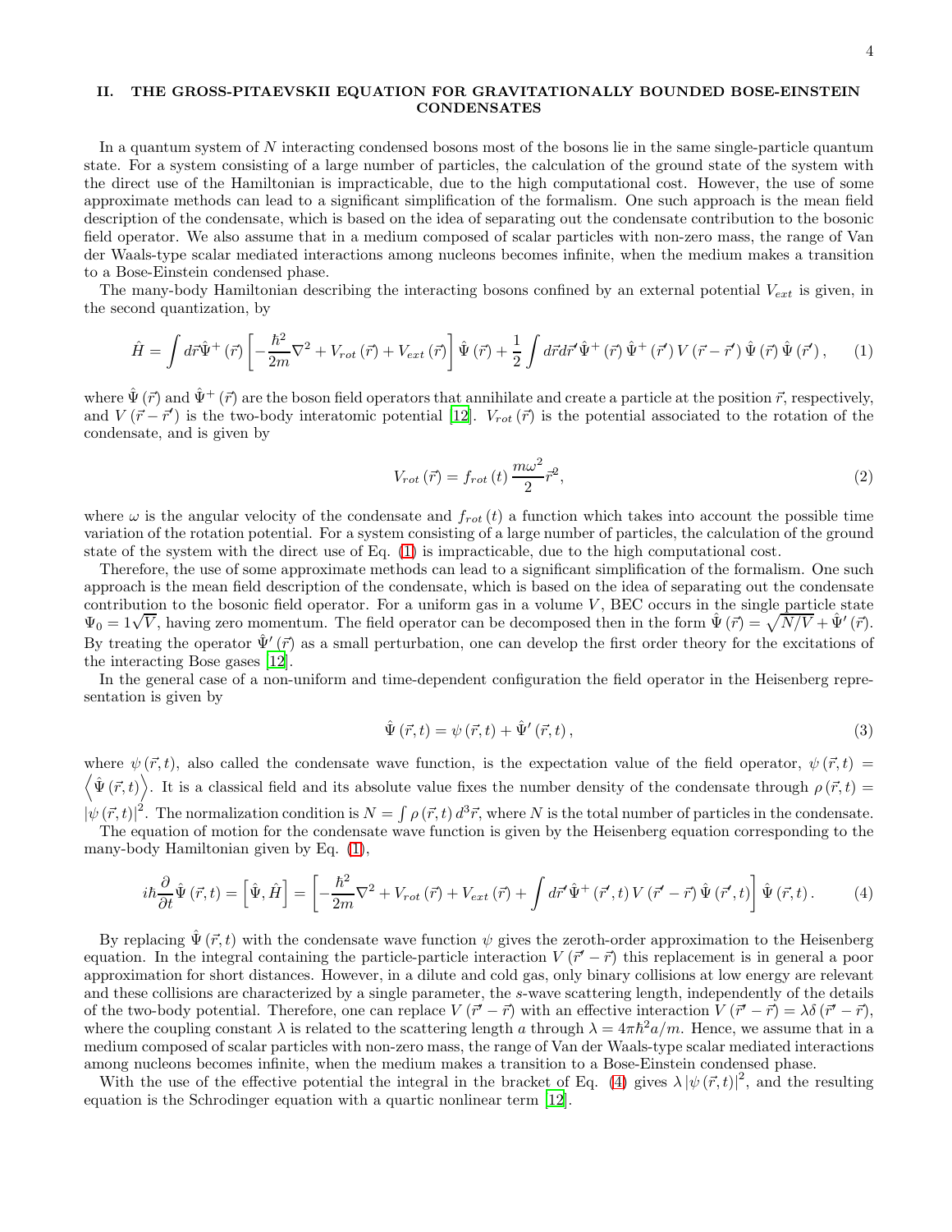## II. THE GROSS-PITAEVSKII EQUATION FOR GRAVITATIONALLY BOUNDED BOSE-EINSTEIN CONDENSATES

In a quantum system of $N$ interacting condensed bosons most of the bosons lie in the same single-particle quantum state. For a system consisting of a large number of particles, the calculation of the ground state of the system with the direct use of the Hamiltonian is impracticable, due to the high computational cost. However, the use of some approximate methods can lead to a significant simplification of the formalism. One such approach is the mean field description of the condensate, which is based on the idea of separating out the condensate contribution to the bosonic field operator. We also assume that in a medium composed of scalar particles with non-zero mass, the range of Van der Waals-type scalar mediated interactions among nucleons becomes infinite, when the medium makes a transition to a Bose-Einstein condensed phase.

The many-body Hamiltonian describing the interacting bosons confined by an external potential $V_{ext}$ is given, in the second quantization, by

$$\hat{H} = \int d\vec{r}\hat{\Psi}^{+}(\vec{r})\left[-\frac{\hbar^2}{2m}\nabla^2 + V_{rot}(\vec{r}) + V_{ext}(\vec{r})\right]\hat{\Psi}(\vec{r}) + \frac{1}{2}\int d\vec{r}d\vec{r}'\hat{\Psi}^{+}(\vec{r})\hat{\Psi}^{+}(\vec{r}')V(\vec{r}-\vec{r}')\hat{\Psi}(\vec{r})\hat{\Psi}(\vec{r}'), \tag{1}$$

where $\hat{\Psi}(\vec{r})$ and $\hat{\Psi}^{+}(\vec{r})$ are the boson field operators that annihilate and create a particle at the position $\vec{r}$, respectively, and $V(\vec{r}-\vec{r}')$ is the two-body interatomic potential [12]. $V_{rot}(\vec{r})$ is the potential associated to the rotation of the condensate, and is given by

$$V_{rot}(\vec{r}) = f_{rot}(t)\frac{m\omega^2}{2}\vec{r}^2, \tag{2}$$

where $\omega$ is the angular velocity of the condensate and $f_{rot}(t)$ a function which takes into account the possible time variation of the rotation potential. For a system consisting of a large number of particles, the calculation of the ground state of the system with the direct use of Eq. (1) is impracticable, due to the high computational cost.

Therefore, the use of some approximate methods can lead to a significant simplification of the formalism. One such approach is the mean field description of the condensate, which is based on the idea of separating out the condensate contribution to the bosonic field operator. For a uniform gas in a volume $V$, BEC occurs in the single particle state $\Psi_0 = 1\sqrt{V}$, having zero momentum. The field operator can be decomposed then in the form $\hat{\Psi}(\vec{r}) = \sqrt{N/V} + \hat{\Psi}'(\vec{r})$. By treating the operator $\hat{\Psi}'(\vec{r})$ as a small perturbation, one can develop the first order theory for the excitations of the interacting Bose gases [12].

In the general case of a non-uniform and time-dependent configuration the field operator in the Heisenberg representation is given by

$$\hat{\Psi}(\vec{r},t) = \psi(\vec{r},t) + \hat{\Psi}'(\vec{r},t), \tag{3}$$

where $\psi(\vec{r},t)$, also called the condensate wave function, is the expectation value of the field operator, $\psi(\vec{r},t) = \left\langle \hat{\Psi}(\vec{r},t)\right\rangle$. It is a classical field and its absolute value fixes the number density of the condensate through $\rho(\vec{r},t) = |\psi(\vec{r},t)|^2$. The normalization condition is $N = \int \rho(\vec{r},t)\, d^3\vec{r}$, where $N$ is the total number of particles in the condensate.

The equation of motion for the condensate wave function is given by the Heisenberg equation corresponding to the many-body Hamiltonian given by Eq. (1),

$$i\hbar\frac{\partial}{\partial t}\hat{\Psi}(\vec{r},t) = \left[\hat{\Psi},\hat{H}\right] = \left[-\frac{\hbar^2}{2m}\nabla^2 + V_{rot}(\vec{r}) + V_{ext}(\vec{r}) + \int d\vec{r}'\hat{\Psi}^{+}(\vec{r}',t)V(\vec{r}'-\vec{r})\hat{\Psi}(\vec{r}',t)\right]\hat{\Psi}(\vec{r},t). \tag{4}$$

By replacing $\hat{\Psi}(\vec{r},t)$ with the condensate wave function $\psi$ gives the zeroth-order approximation to the Heisenberg equation. In the integral containing the particle-particle interaction $V(\vec{r}'-\vec{r})$ this replacement is in general a poor approximation for short distances. However, in a dilute and cold gas, only binary collisions at low energy are relevant and these collisions are characterized by a single parameter, the $s$-wave scattering length, independently of the details of the two-body potential. Therefore, one can replace $V(\vec{r}'-\vec{r})$ with an effective interaction $V(\vec{r}'-\vec{r}) = \lambda\delta(\vec{r}'-\vec{r})$, where the coupling constant $\lambda$ is related to the scattering length $a$ through $\lambda = 4\pi\hbar^2 a/m$. Hence, we assume that in a medium composed of scalar particles with non-zero mass, the range of Van der Waals-type scalar mediated interactions among nucleons becomes infinite, when the medium makes a transition to a Bose-Einstein condensed phase.

With the use of the effective potential the integral in the bracket of Eq. (4) gives $\lambda|\psi(\vec{r},t)|^2$, and the resulting equation is the Schrodinger equation with a quartic nonlinear term [12].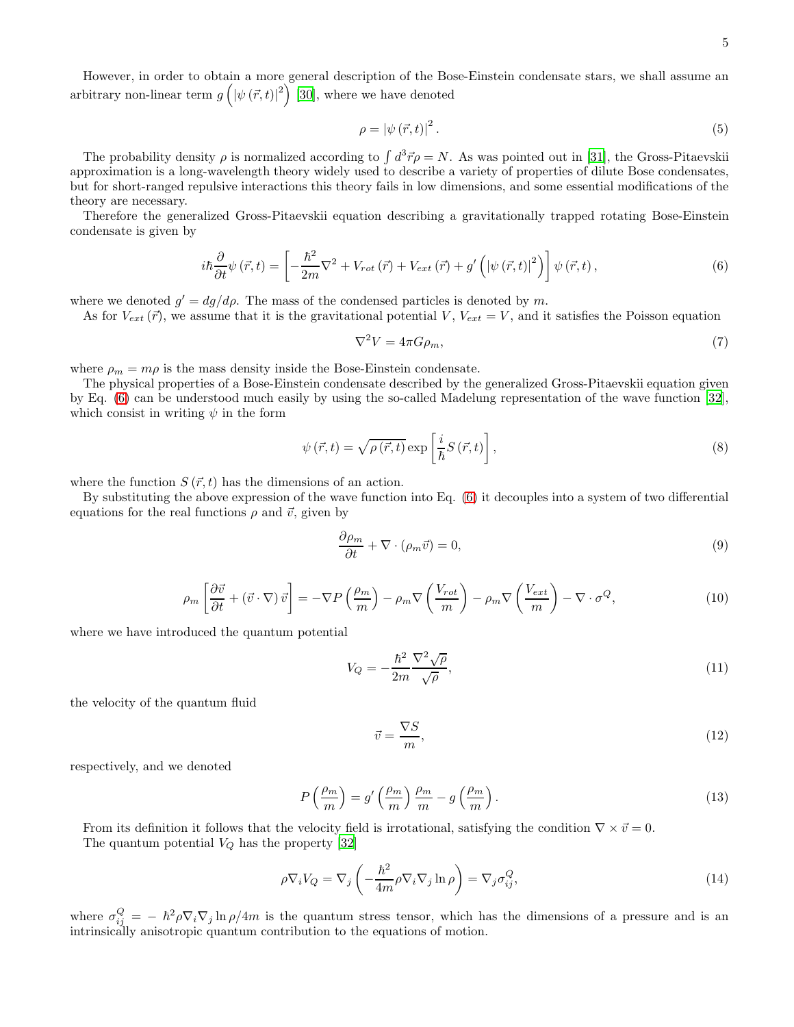However, in order to obtain a more general description of the Bose-Einstein condensate stars, we shall assume an arbitrary non-linear term $g\left(\left|\psi\left(\vec{r},t\right)\right|^2\right)$ [30], where we have denoted

$$
\rho = \left|\psi\left(\vec{r},t\right)\right|^2. \tag{5}
$$

The probability density $\rho$ is normalized according to $\int d^3\vec{r}\rho = N$. As was pointed out in [31], the Gross-Pitaevskii approximation is a long-wavelength theory widely used to describe a variety of properties of dilute Bose condensates, but for short-ranged repulsive interactions this theory fails in low dimensions, and some essential modifications of the theory are necessary.

Therefore the generalized Gross-Pitaevskii equation describing a gravitationally trapped rotating Bose-Einstein condensate is given by

$$
i\hbar\frac{\partial}{\partial t}\psi\left(\vec{r},t\right) = \left[-\frac{\hbar^2}{2m}\nabla^2 + V_{rot}\left(\vec{r}\right) + V_{ext}\left(\vec{r}\right) + g'\left(\left|\psi\left(\vec{r},t\right)\right|^2\right)\right]\psi\left(\vec{r},t\right), \tag{6}
$$

where we denoted $g' = dg/d\rho$. The mass of the condensed particles is denoted by $m$.

As for $V_{ext}\left(\vec{r}\right)$, we assume that it is the gravitational potential $V$, $V_{ext} = V$, and it satisfies the Poisson equation

$$
\nabla^2 V = 4\pi G\rho_m, \tag{7}
$$

where $\rho_m = m\rho$ is the mass density inside the Bose-Einstein condensate.

The physical properties of a Bose-Einstein condensate described by the generalized Gross-Pitaevskii equation given by Eq. (6) can be understood much easily by using the so-called Madelung representation of the wave function [32], which consist in writing $\psi$ in the form

$$
\psi\left(\vec{r},t\right) = \sqrt{\rho\left(\vec{r},t\right)}\exp\left[\frac{i}{\hbar}S\left(\vec{r},t\right)\right], \tag{8}
$$

where the function $S\left(\vec{r},t\right)$ has the dimensions of an action.

By substituting the above expression of the wave function into Eq. (6) it decouples into a system of two differential equations for the real functions $\rho$ and $\vec{v}$, given by

$$
\frac{\partial\rho_m}{\partial t} + \nabla\cdot\left(\rho_m\vec{v}\right) = 0, \tag{9}
$$

$$
\rho_m\left[\frac{\partial\vec{v}}{\partial t} + \left(\vec{v}\cdot\nabla\right)\vec{v}\right] = -\nabla P\left(\frac{\rho_m}{m}\right) - \rho_m\nabla\left(\frac{V_{rot}}{m}\right) - \rho_m\nabla\left(\frac{V_{ext}}{m}\right) - \nabla\cdot\sigma^Q, \tag{10}
$$

where we have introduced the quantum potential

$$
V_Q = -\frac{\hbar^2}{2m}\frac{\nabla^2\sqrt{\rho}}{\sqrt{\rho}}, \tag{11}
$$

the velocity of the quantum fluid

$$
\vec{v} = \frac{\nabla S}{m}, \tag{12}
$$

respectively, and we denoted

$$
P\left(\frac{\rho_m}{m}\right) = g'\left(\frac{\rho_m}{m}\right)\frac{\rho_m}{m} - g\left(\frac{\rho_m}{m}\right). \tag{13}
$$

From its definition it follows that the velocity field is irrotational, satisfying the condition $\nabla\times\vec{v} = 0$.

The quantum potential $V_Q$ has the property [32]

$$
\rho\nabla_i V_Q = \nabla_j\left(-\frac{\hbar^2}{4m}\rho\nabla_i\nabla_j\ln\rho\right) = \nabla_j\sigma_{ij}^Q, \tag{14}
$$

where $\sigma_{ij}^Q = -\hbar^2\rho\nabla_i\nabla_j\ln\rho/4m$ is the quantum stress tensor, which has the dimensions of a pressure and is an intrinsically anisotropic quantum contribution to the equations of motion.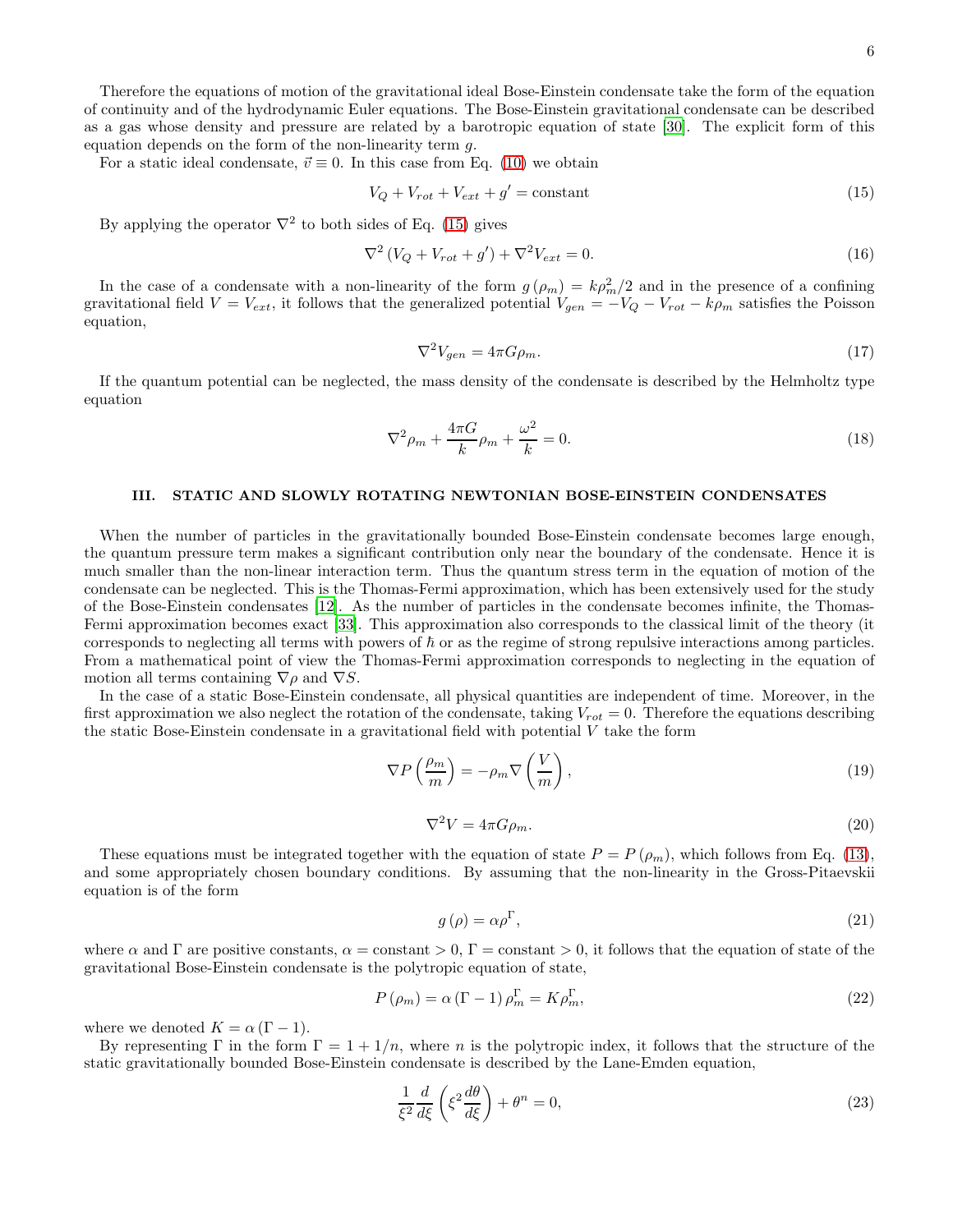Therefore the equations of motion of the gravitational ideal Bose-Einstein condensate take the form of the equation of continuity and of the hydrodynamic Euler equations. The Bose-Einstein gravitational condensate can be described as a gas whose density and pressure are related by a barotropic equation of state [30]. The explicit form of this equation depends on the form of the non-linearity term $g$.

For a static ideal condensate, $\vec{v} \equiv 0$. In this case from Eq. (10) we obtain

$$V_Q + V_{rot} + V_{ext} + g' = \text{constant} \tag{15}$$

By applying the operator $\nabla^2$ to both sides of Eq. (15) gives

$$\nabla^2 \left(V_Q + V_{rot} + g'\right) + \nabla^2 V_{ext} = 0. \tag{16}$$

In the case of a condensate with a non-linearity of the form $g\left(\rho_m\right) = k\rho_m^2/2$ and in the presence of a confining gravitational field $V = V_{ext}$, it follows that the generalized potential $V_{gen} = -V_Q - V_{rot} - k\rho_m$ satisfies the Poisson equation,

$$\nabla^2 V_{gen} = 4\pi G \rho_m. \tag{17}$$

If the quantum potential can be neglected, the mass density of the condensate is described by the Helmholtz type equation

$$\nabla^2 \rho_m + \frac{4\pi G}{k}\rho_m + \frac{\omega^2}{k} = 0. \tag{18}$$

## III. STATIC AND SLOWLY ROTATING NEWTONIAN BOSE-EINSTEIN CONDENSATES

When the number of particles in the gravitationally bounded Bose-Einstein condensate becomes large enough, the quantum pressure term makes a significant contribution only near the boundary of the condensate. Hence it is much smaller than the non-linear interaction term. Thus the quantum stress term in the equation of motion of the condensate can be neglected. This is the Thomas-Fermi approximation, which has been extensively used for the study of the Bose-Einstein condensates [12]. As the number of particles in the condensate becomes infinite, the Thomas-Fermi approximation becomes exact [33]. This approximation also corresponds to the classical limit of the theory (it corresponds to neglecting all terms with powers of $\hbar$ or as the regime of strong repulsive interactions among particles. From a mathematical point of view the Thomas-Fermi approximation corresponds to neglecting in the equation of motion all terms containing $\nabla\rho$ and $\nabla S$.

In the case of a static Bose-Einstein condensate, all physical quantities are independent of time. Moreover, in the first approximation we also neglect the rotation of the condensate, taking $V_{rot} = 0$. Therefore the equations describing the static Bose-Einstein condensate in a gravitational field with potential $V$ take the form

$$\nabla P\left(\frac{\rho_m}{m}\right) = -\rho_m \nabla\left(\frac{V}{m}\right), \tag{19}$$

$$\nabla^2 V = 4\pi G \rho_m. \tag{20}$$

These equations must be integrated together with the equation of state $P = P\left(\rho_m\right)$, which follows from Eq. (13), and some appropriately chosen boundary conditions. By assuming that the non-linearity in the Gross-Pitaevskii equation is of the form

$$g\left(\rho\right) = \alpha\rho^{\Gamma}, \tag{21}$$

where $\alpha$ and $\Gamma$ are positive constants, $\alpha = \text{constant} > 0$, $\Gamma = \text{constant} > 0$, it follows that the equation of state of the gravitational Bose-Einstein condensate is the polytropic equation of state,

$$P\left(\rho_m\right) = \alpha\left(\Gamma - 1\right)\rho_m^{\Gamma} = K\rho_m^{\Gamma}, \tag{22}$$

where we denoted $K = \alpha\left(\Gamma - 1\right)$.

By representing $\Gamma$ in the form $\Gamma = 1 + 1/n$, where $n$ is the polytropic index, it follows that the structure of the static gravitationally bounded Bose-Einstein condensate is described by the Lane-Emden equation,

$$\frac{1}{\xi^2}\frac{d}{d\xi}\left(\xi^2\frac{d\theta}{d\xi}\right) + \theta^n = 0, \tag{23}$$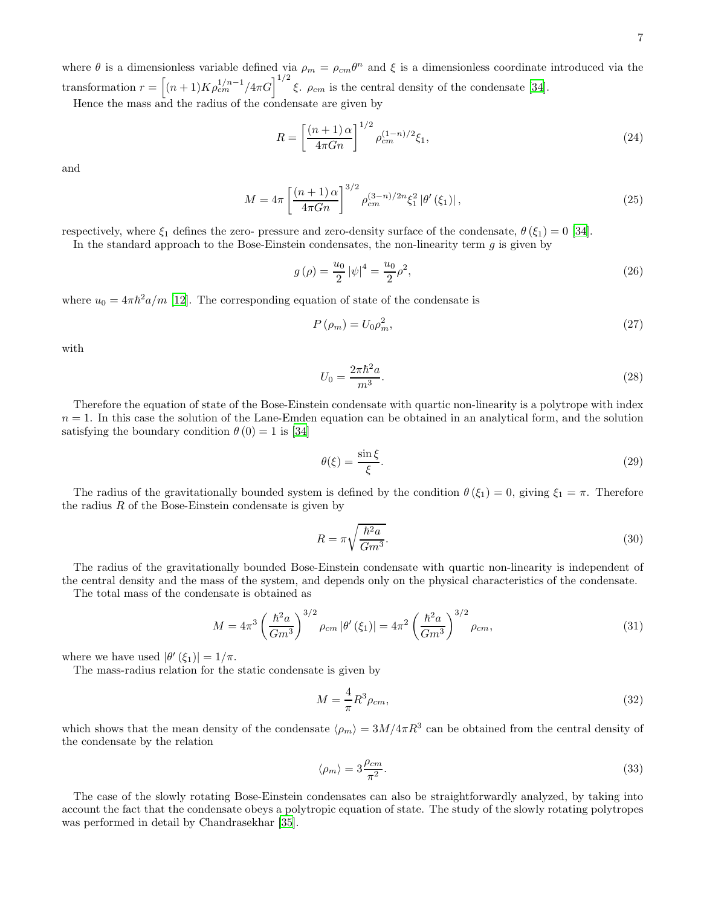where $\theta$ is a dimensionless variable defined via $\rho_m = \rho_{cm}\theta^n$ and $\xi$ is a dimensionless coordinate introduced via the transformation $r = \left[(n+1)K\rho_{cm}^{1/n-1}/4\pi G\right]^{1/2}\xi$. $\rho_{cm}$ is the central density of the condensate [34].

Hence the mass and the radius of the condensate are given by

$$R = \left[\frac{(n+1)\,\alpha}{4\pi G n}\right]^{1/2}\rho_{cm}^{(1-n)/2}\xi_1, \tag{24}$$

and

$$M = 4\pi\left[\frac{(n+1)\,\alpha}{4\pi G n}\right]^{3/2}\rho_{cm}^{(3-n)/2n}\xi_1^2\left|\theta'\left(\xi_1\right)\right|, \tag{25}$$

respectively, where $\xi_1$ defines the zero- pressure and zero-density surface of the condensate, $\theta\left(\xi_1\right) = 0$ [34].

In the standard approach to the Bose-Einstein condensates, the non-linearity term $g$ is given by

$$g\left(\rho\right) = \frac{u_0}{2}\left|\psi\right|^4 = \frac{u_0}{2}\rho^2, \tag{26}$$

where $u_0 = 4\pi\hbar^2 a/m$ [12]. The corresponding equation of state of the condensate is

$$P\left(\rho_m\right) = U_0\rho_m^2, \tag{27}$$

with

$$U_0 = \frac{2\pi\hbar^2 a}{m^3}. \tag{28}$$

Therefore the equation of state of the Bose-Einstein condensate with quartic non-linearity is a polytrope with index $n = 1$. In this case the solution of the Lane-Emden equation can be obtained in an analytical form, and the solution satisfying the boundary condition $\theta\left(0\right) = 1$ is [34]

$$\theta(\xi) = \frac{\sin\xi}{\xi}. \tag{29}$$

The radius of the gravitationally bounded system is defined by the condition $\theta\left(\xi_1\right) = 0$, giving $\xi_1 = \pi$. Therefore the radius $R$ of the Bose-Einstein condensate is given by

$$R = \pi\sqrt{\frac{\hbar^2 a}{Gm^3}}. \tag{30}$$

The radius of the gravitationally bounded Bose-Einstein condensate with quartic non-linearity is independent of the central density and the mass of the system, and depends only on the physical characteristics of the condensate.

The total mass of the condensate is obtained as

$$M = 4\pi^3\left(\frac{\hbar^2 a}{Gm^3}\right)^{3/2}\rho_{cm}\left|\theta'\left(\xi_1\right)\right| = 4\pi^2\left(\frac{\hbar^2 a}{Gm^3}\right)^{3/2}\rho_{cm}, \tag{31}$$

where we have used $\left|\theta'\left(\xi_1\right)\right| = 1/\pi$.

The mass-radius relation for the static condensate is given by

$$M = \frac{4}{\pi}R^3\rho_{cm}, \tag{32}$$

which shows that the mean density of the condensate $\langle\rho_m\rangle = 3M/4\pi R^3$ can be obtained from the central density of the condensate by the relation

$$\langle\rho_m\rangle = 3\frac{\rho_{cm}}{\pi^2}. \tag{33}$$

The case of the slowly rotating Bose-Einstein condensates can also be straightforwardly analyzed, by taking into account the fact that the condensate obeys a polytropic equation of state. The study of the slowly rotating polytropes was performed in detail by Chandrasekhar [35].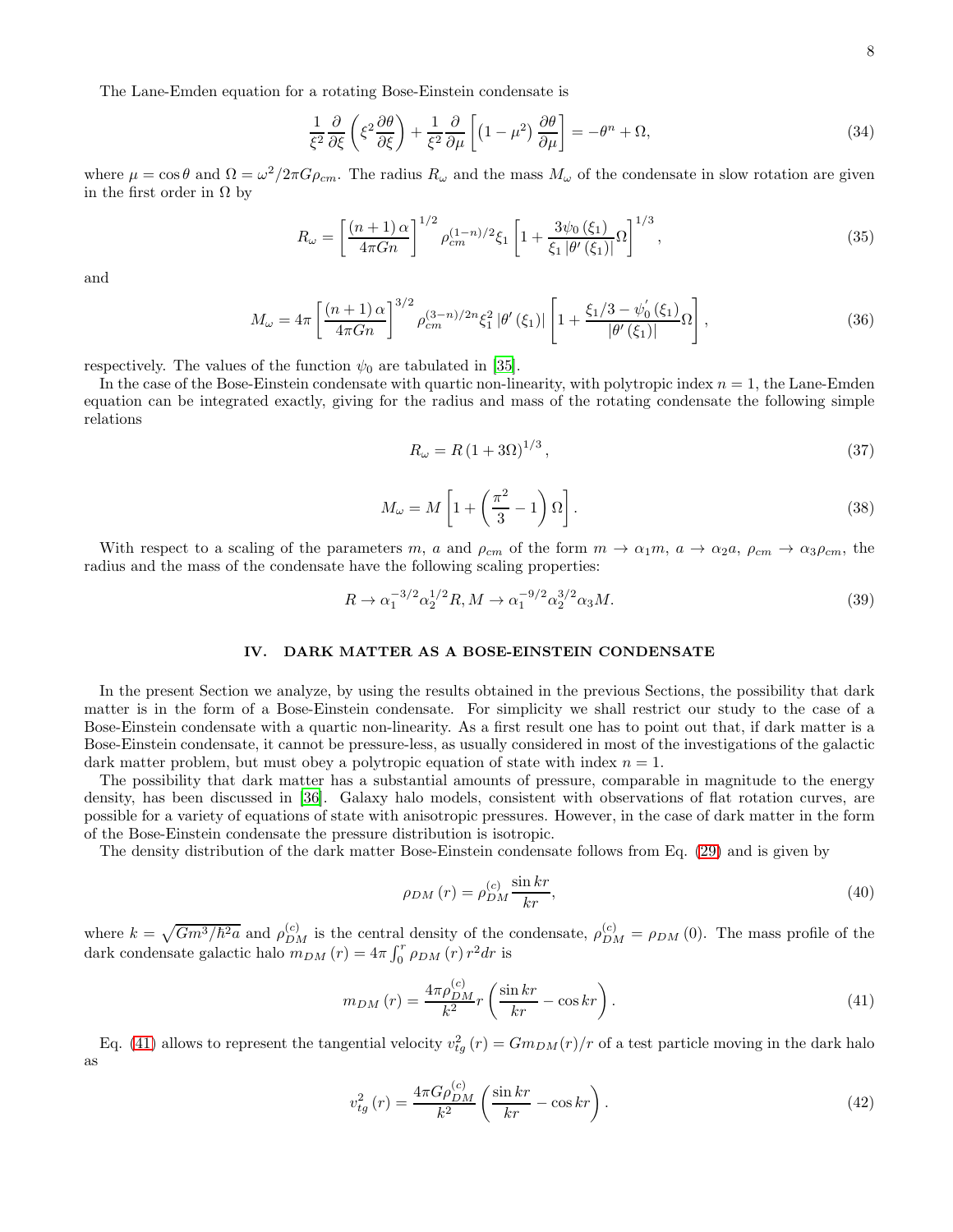The Lane-Emden equation for a rotating Bose-Einstein condensate is

$$\frac{1}{\xi^2}\frac{\partial}{\partial \xi}\left(\xi^2 \frac{\partial \theta}{\partial \xi}\right)+\frac{1}{\xi^2}\frac{\partial}{\partial \mu}\left[\left(1-\mu^2\right)\frac{\partial \theta}{\partial \mu}\right]=-\theta^n+\Omega, \tag{34}$$

where $\mu=\cos\theta$ and $\Omega=\omega^2/2\pi G\rho_{cm}$. The radius $R_\omega$ and the mass $M_\omega$ of the condensate in slow rotation are given in the first order in $\Omega$ by

$$R_\omega=\left[\frac{(n+1)\,\alpha}{4\pi G n}\right]^{1/2}\rho_{cm}^{(1-n)/2}\xi_1\left[1+\frac{3\psi_0\left(\xi_1\right)}{\xi_1\left|\theta'\left(\xi_1\right)\right|}\Omega\right]^{1/3}, \tag{35}$$

and

$$M_\omega=4\pi\left[\frac{(n+1)\,\alpha}{4\pi G n}\right]^{3/2}\rho_{cm}^{(3-n)/2n}\xi_1^2\left|\theta'\left(\xi_1\right)\right|\left[1+\frac{\xi_1/3-\psi_0'\left(\xi_1\right)}{\left|\theta'\left(\xi_1\right)\right|}\Omega\right], \tag{36}$$

respectively. The values of the function $\psi_0$ are tabulated in [35].

In the case of the Bose-Einstein condensate with quartic non-linearity, with polytropic index $n=1$, the Lane-Emden equation can be integrated exactly, giving for the radius and mass of the rotating condensate the following simple relations

$$R_\omega=R\left(1+3\Omega\right)^{1/3}, \tag{37}$$

$$M_\omega=M\left[1+\left(\frac{\pi^2}{3}-1\right)\Omega\right]. \tag{38}$$

With respect to a scaling of the parameters $m$, $a$ and $\rho_{cm}$ of the form $m\rightarrow\alpha_1 m$, $a\rightarrow\alpha_2 a$, $\rho_{cm}\rightarrow\alpha_3\rho_{cm}$, the radius and the mass of the condensate have the following scaling properties:

$$R\rightarrow\alpha_1^{-3/2}\alpha_2^{1/2}R, M\rightarrow\alpha_1^{-9/2}\alpha_2^{3/2}\alpha_3 M. \tag{39}$$

## IV. DARK MATTER AS A BOSE-EINSTEIN CONDENSATE

In the present Section we analyze, by using the results obtained in the previous Sections, the possibility that dark matter is in the form of a Bose-Einstein condensate. For simplicity we shall restrict our study to the case of a Bose-Einstein condensate with a quartic non-linearity. As a first result one has to point out that, if dark matter is a Bose-Einstein condensate, it cannot be pressure-less, as usually considered in most of the investigations of the galactic dark matter problem, but must obey a polytropic equation of state with index $n=1$.

The possibility that dark matter has a substantial amounts of pressure, comparable in magnitude to the energy density, has been discussed in [36]. Galaxy halo models, consistent with observations of flat rotation curves, are possible for a variety of equations of state with anisotropic pressures. However, in the case of dark matter in the form of the Bose-Einstein condensate the pressure distribution is isotropic.

The density distribution of the dark matter Bose-Einstein condensate follows from Eq. (29) and is given by

$$\rho_{DM}\left(r\right)=\rho_{DM}^{(c)}\frac{\sin kr}{kr}, \tag{40}$$

where $k=\sqrt{Gm^3/\hbar^2 a}$ and $\rho_{DM}^{(c)}$ is the central density of the condensate, $\rho_{DM}^{(c)}=\rho_{DM}\left(0\right)$. The mass profile of the dark condensate galactic halo $m_{DM}\left(r\right)=4\pi\int_0^r\rho_{DM}\left(r\right)r^2dr$ is

$$m_{DM}\left(r\right)=\frac{4\pi\rho_{DM}^{(c)}}{k^2}r\left(\frac{\sin kr}{kr}-\cos kr\right). \tag{41}$$

Eq. (41) allows to represent the tangential velocity $v_{tg}^2\left(r\right)=Gm_{DM}(r)/r$ of a test particle moving in the dark halo as

$$v_{tg}^2\left(r\right)=\frac{4\pi G\rho_{DM}^{(c)}}{k^2}\left(\frac{\sin kr}{kr}-\cos kr\right). \tag{42}$$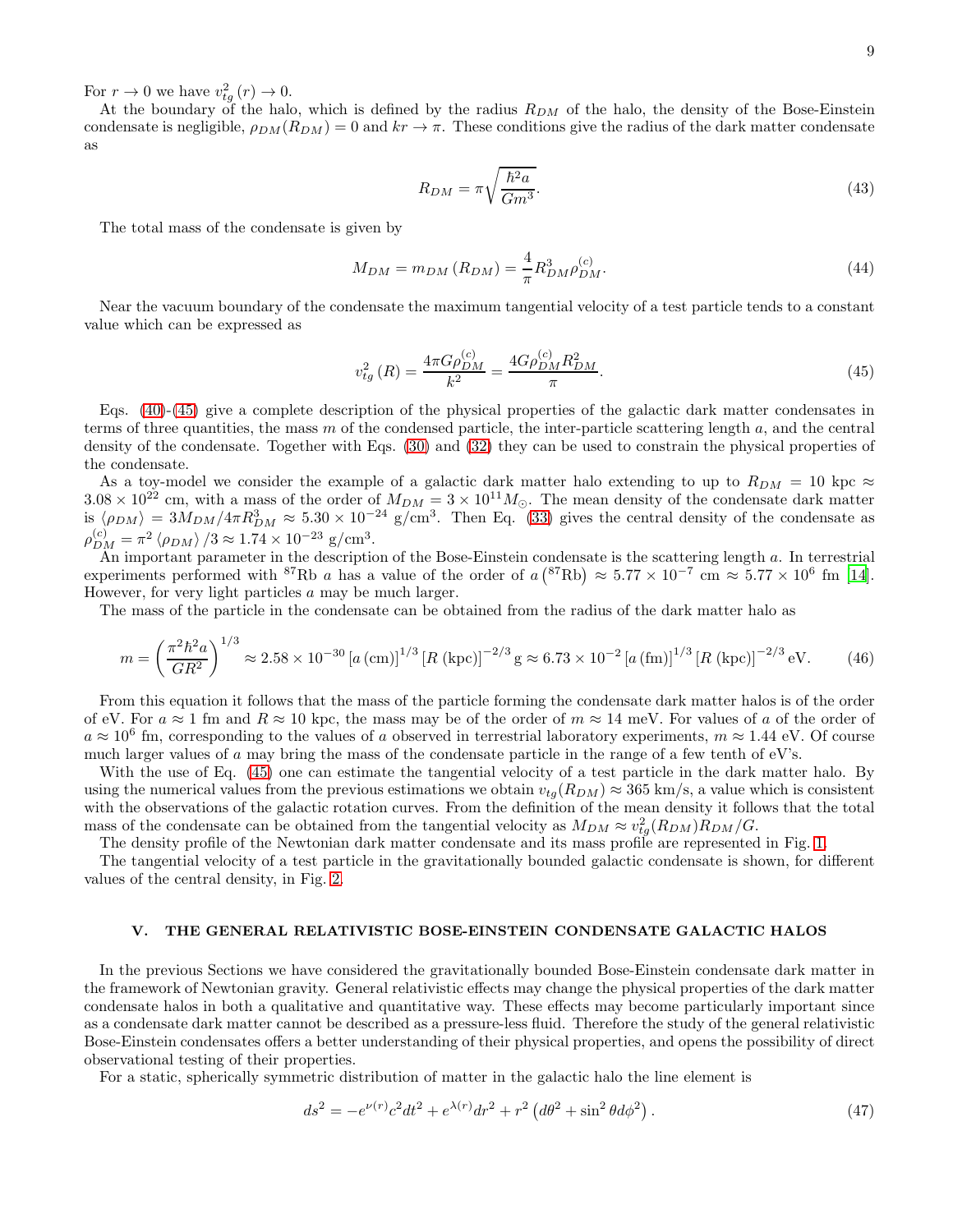For $r \to 0$ we have $v_{tg}^2(r) \to 0$.

At the boundary of the halo, which is defined by the radius $R_{DM}$ of the halo, the density of the Bose-Einstein condensate is negligible, $\rho_{DM}(R_{DM}) = 0$ and $kr \to \pi$. These conditions give the radius of the dark matter condensate as

$$R_{DM} = \pi\sqrt{\frac{\hbar^2 a}{Gm^3}}. \tag{43}$$

The total mass of the condensate is given by

$$M_{DM} = m_{DM}(R_{DM}) = \frac{4}{\pi} R_{DM}^3 \rho_{DM}^{(c)}. \tag{44}$$

Near the vacuum boundary of the condensate the maximum tangential velocity of a test particle tends to a constant value which can be expressed as

$$v_{tg}^2(R) = \frac{4\pi G\rho_{DM}^{(c)}}{k^2} = \frac{4G\rho_{DM}^{(c)} R_{DM}^2}{\pi}. \tag{45}$$

Eqs. (40)-(45) give a complete description of the physical properties of the galactic dark matter condensates in terms of three quantities, the mass $m$ of the condensed particle, the inter-particle scattering length $a$, and the central density of the condensate. Together with Eqs. (30) and (32) they can be used to constrain the physical properties of the condensate.

As a toy-model we consider the example of a galactic dark matter halo extending to up to $R_{DM} = 10$ kpc $\approx 3.08 \times 10^{22}$ cm, with a mass of the order of $M_{DM} = 3 \times 10^{11} M_{\odot}$. The mean density of the condensate dark matter is $\langle \rho_{DM} \rangle = 3M_{DM}/4\pi R_{DM}^3 \approx 5.30 \times 10^{-24}$ g/cm$^3$. Then Eq. (33) gives the central density of the condensate as $\rho_{DM}^{(c)} = \pi^2 \langle \rho_{DM} \rangle /3 \approx 1.74 \times 10^{-23}$ g/cm$^3$.

An important parameter in the description of the Bose-Einstein condensate is the scattering length $a$. In terrestrial experiments performed with $^{87}$Rb $a$ has a value of the order of $a\left(^{87}\text{Rb}\right) \approx 5.77 \times 10^{-7}$ cm $\approx 5.77 \times 10^{6}$ fm [14]. However, for very light particles $a$ may be much larger.

The mass of the particle in the condensate can be obtained from the radius of the dark matter halo as

$$m = \left(\frac{\pi^2 \hbar^2 a}{GR^2}\right)^{1/3} \approx 2.58 \times 10^{-30} \left[a\,(\text{cm})\right]^{1/3} \left[R\,(\text{kpc})\right]^{-2/3} \text{g} \approx 6.73 \times 10^{-2} \left[a\,(\text{fm})\right]^{1/3} \left[R\,(\text{kpc})\right]^{-2/3} \text{eV}. \tag{46}$$

From this equation it follows that the mass of the particle forming the condensate dark matter halos is of the order of eV. For $a \approx 1$ fm and $R \approx 10$ kpc, the mass may be of the order of $m \approx 14$ meV. For values of $a$ of the order of $a \approx 10^6$ fm, corresponding to the values of $a$ observed in terrestrial laboratory experiments, $m \approx 1.44$ eV. Of course much larger values of $a$ may bring the mass of the condensate particle in the range of a few tenth of eV's.

With the use of Eq. (45) one can estimate the tangential velocity of a test particle in the dark matter halo. By using the numerical values from the previous estimations we obtain $v_{tg}(R_{DM}) \approx 365$ km/s, a value which is consistent with the observations of the galactic rotation curves. From the definition of the mean density it follows that the total mass of the condensate can be obtained from the tangential velocity as $M_{DM} \approx v_{tg}^2(R_{DM})R_{DM}/G$.

The density profile of the Newtonian dark matter condensate and its mass profile are represented in Fig. 1.

The tangential velocity of a test particle in the gravitationally bounded galactic condensate is shown, for different values of the central density, in Fig. 2.

## V. THE GENERAL RELATIVISTIC BOSE-EINSTEIN CONDENSATE GALACTIC HALOS

In the previous Sections we have considered the gravitationally bounded Bose-Einstein condensate dark matter in the framework of Newtonian gravity. General relativistic effects may change the physical properties of the dark matter condensate halos in both a qualitative and quantitative way. These effects may become particularly important since as a condensate dark matter cannot be described as a pressure-less fluid. Therefore the study of the general relativistic Bose-Einstein condensates offers a better understanding of their physical properties, and opens the possibility of direct observational testing of their properties.

For a static, spherically symmetric distribution of matter in the galactic halo the line element is

$$ds^2 = -e^{\nu(r)}c^2 dt^2 + e^{\lambda(r)}dr^2 + r^2\left(d\theta^2 + \sin^2\theta d\phi^2\right). \tag{47}$$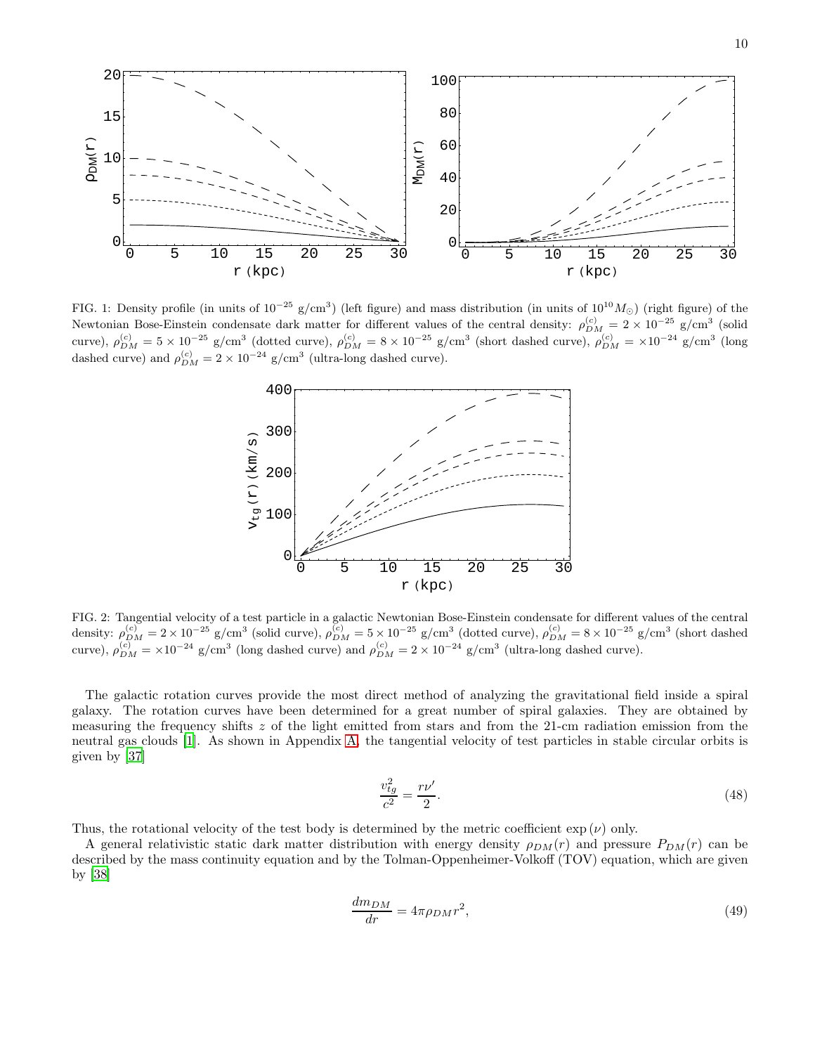FIG. 1: Density profile (in units of $10^{-25}$ g/cm$^3$) (left figure) and mass distribution (in units of $10^{10}M_{\odot}$) (right figure) of the Newtonian Bose-Einstein condensate dark matter for different values of the central density: $\rho_{DM}^{(c)} = 2 \times 10^{-25}$ g/cm$^3$ (solid curve), $\rho_{DM}^{(c)} = 5 \times 10^{-25}$ g/cm$^3$ (dotted curve), $\rho_{DM}^{(c)} = 8 \times 10^{-25}$ g/cm$^3$ (short dashed curve), $\rho_{DM}^{(c)} = \times 10^{-24}$ g/cm$^3$ (long dashed curve) and $\rho_{DM}^{(c)} = 2 \times 10^{-24}$ g/cm$^3$ (ultra-long dashed curve).

FIG. 2: Tangential velocity of a test particle in a galactic Newtonian Bose-Einstein condensate for different values of the central density: $\rho_{DM}^{(c)} = 2 \times 10^{-25}$ g/cm$^3$ (solid curve), $\rho_{DM}^{(c)} = 5 \times 10^{-25}$ g/cm$^3$ (dotted curve), $\rho_{DM}^{(c)} = 8 \times 10^{-25}$ g/cm$^3$ (short dashed curve), $\rho_{DM}^{(c)} = \times 10^{-24}$ g/cm$^3$ (long dashed curve) and $\rho_{DM}^{(c)} = 2 \times 10^{-24}$ g/cm$^3$ (ultra-long dashed curve).

The galactic rotation curves provide the most direct method of analyzing the gravitational field inside a spiral galaxy. The rotation curves have been determined for a great number of spiral galaxies. They are obtained by measuring the frequency shifts $z$ of the light emitted from stars and from the 21-cm radiation emission from the neutral gas clouds [1]. As shown in Appendix A, the tangential velocity of test particles in stable circular orbits is given by [37]

$$\frac{v_{tg}^2}{c^2} = \frac{r\nu'}{2}. \tag{48}$$

Thus, the rotational velocity of the test body is determined by the metric coefficient $\exp(\nu)$ only.

A general relativistic static dark matter distribution with energy density $\rho_{DM}(r)$ and pressure $P_{DM}(r)$ can be described by the mass continuity equation and by the Tolman-Oppenheimer-Volkoff (TOV) equation, which are given by [38]

$$\frac{dm_{DM}}{dr} = 4\pi\rho_{DM}r^2, \tag{49}$$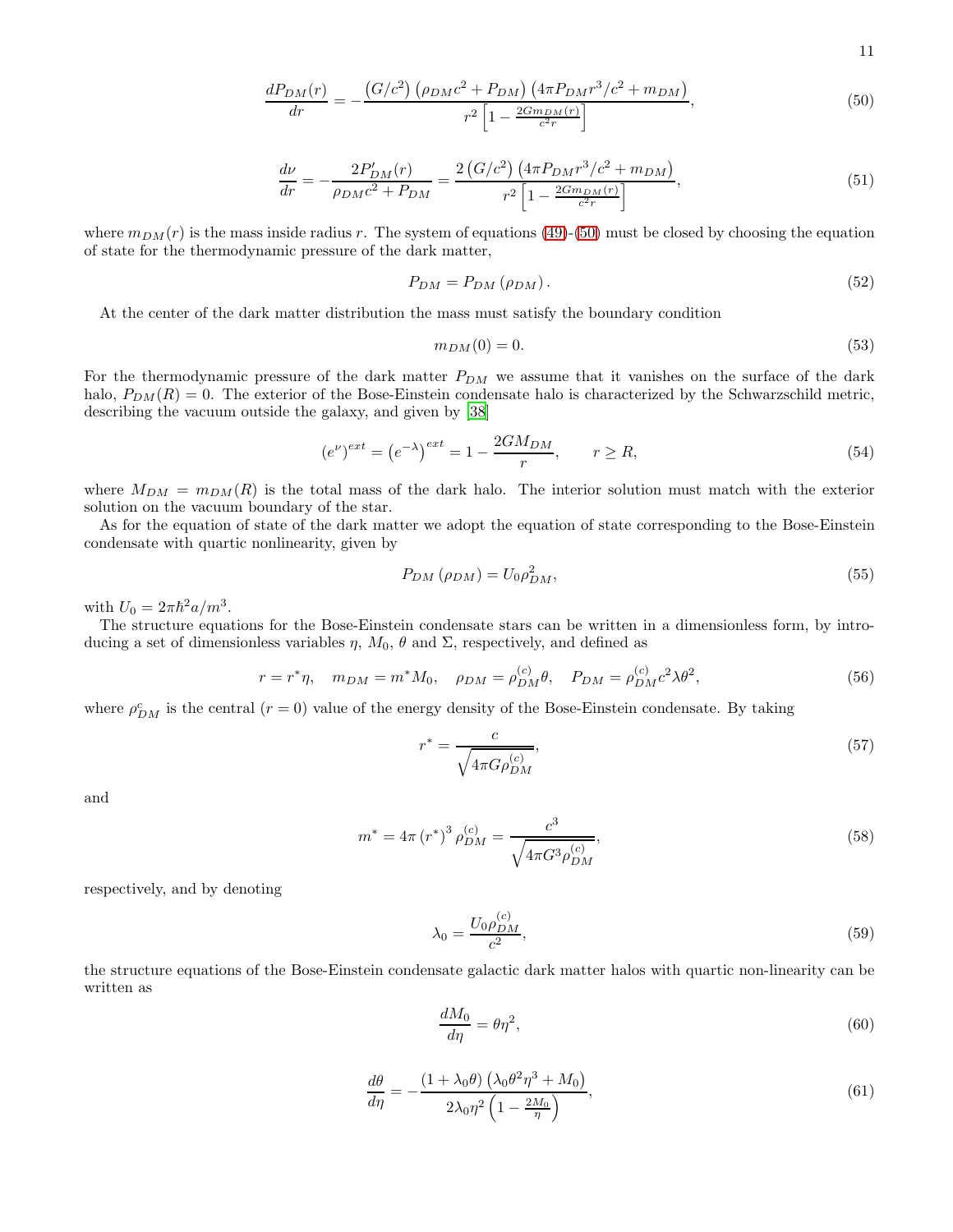$$
\frac{dP_{DM}(r)}{dr} = -\frac{\left(G/c^2\right)\left(\rho_{DM}c^2 + P_{DM}\right)\left(4\pi P_{DM} r^3/c^2 + m_{DM}\right)}{r^2\left[1 - \frac{2Gm_{DM}(r)}{c^2 r}\right]}, \tag{50}
$$

$$
\frac{d\nu}{dr} = -\frac{2P'_{DM}(r)}{\rho_{DM}c^2 + P_{DM}} = \frac{2\left(G/c^2\right)\left(4\pi P_{DM} r^3/c^2 + m_{DM}\right)}{r^2\left[1 - \frac{2Gm_{DM}(r)}{c^2 r}\right]}, \tag{51}
$$

where $m_{DM}(r)$ is the mass inside radius $r$. The system of equations (49)-(50) must be closed by choosing the equation of state for the thermodynamic pressure of the dark matter,

$$
P_{DM} = P_{DM}\left(\rho_{DM}\right). \tag{52}
$$

At the center of the dark matter distribution the mass must satisfy the boundary condition

$$
m_{DM}(0) = 0. \tag{53}
$$

For the thermodynamic pressure of the dark matter $P_{DM}$ we assume that it vanishes on the surface of the dark halo, $P_{DM}(R) = 0$. The exterior of the Bose-Einstein condensate halo is characterized by the Schwarzschild metric, describing the vacuum outside the galaxy, and given by [38]

$$
\left(e^{\nu}\right)^{ext} = \left(e^{-\lambda}\right)^{ext} = 1 - \frac{2GM_{DM}}{r}, \qquad r \geq R, \tag{54}
$$

where $M_{DM} = m_{DM}(R)$ is the total mass of the dark halo. The interior solution must match with the exterior solution on the vacuum boundary of the star.

As for the equation of state of the dark matter we adopt the equation of state corresponding to the Bose-Einstein condensate with quartic nonlinearity, given by

$$
P_{DM}\left(\rho_{DM}\right) = U_0 \rho_{DM}^2, \tag{55}
$$

with $U_0 = 2\pi\hbar^2 a/m^3$.

The structure equations for the Bose-Einstein condensate stars can be written in a dimensionless form, by introducing a set of dimensionless variables $\eta$, $M_0$, $\theta$ and $\Sigma$, respectively, and defined as

$$
r = r^*\eta, \quad m_{DM} = m^* M_0, \quad \rho_{DM} = \rho_{DM}^{(c)}\theta, \quad P_{DM} = \rho_{DM}^{(c)} c^2 \lambda \theta^2, \tag{56}
$$

where $\rho_{DM}^{c}$ is the central ($r = 0$) value of the energy density of the Bose-Einstein condensate. By taking

$$
r^* = \frac{c}{\sqrt{4\pi G \rho_{DM}^{(c)}}}, \tag{57}
$$

and

$$
m^* = 4\pi \left(r^*\right)^3 \rho_{DM}^{(c)} = \frac{c^3}{\sqrt{4\pi G^3 \rho_{DM}^{(c)}}}, \tag{58}
$$

respectively, and by denoting

$$
\lambda_0 = \frac{U_0 \rho_{DM}^{(c)}}{c^2}, \tag{59}
$$

the structure equations of the Bose-Einstein condensate galactic dark matter halos with quartic non-linearity can be written as

$$
\frac{dM_0}{d\eta} = \theta \eta^2, \tag{60}
$$

$$
\frac{d\theta}{d\eta} = -\frac{\left(1 + \lambda_0 \theta\right)\left(\lambda_0 \theta^2 \eta^3 + M_0\right)}{2\lambda_0 \eta^2 \left(1 - \frac{2M_0}{\eta}\right)}, \tag{61}
$$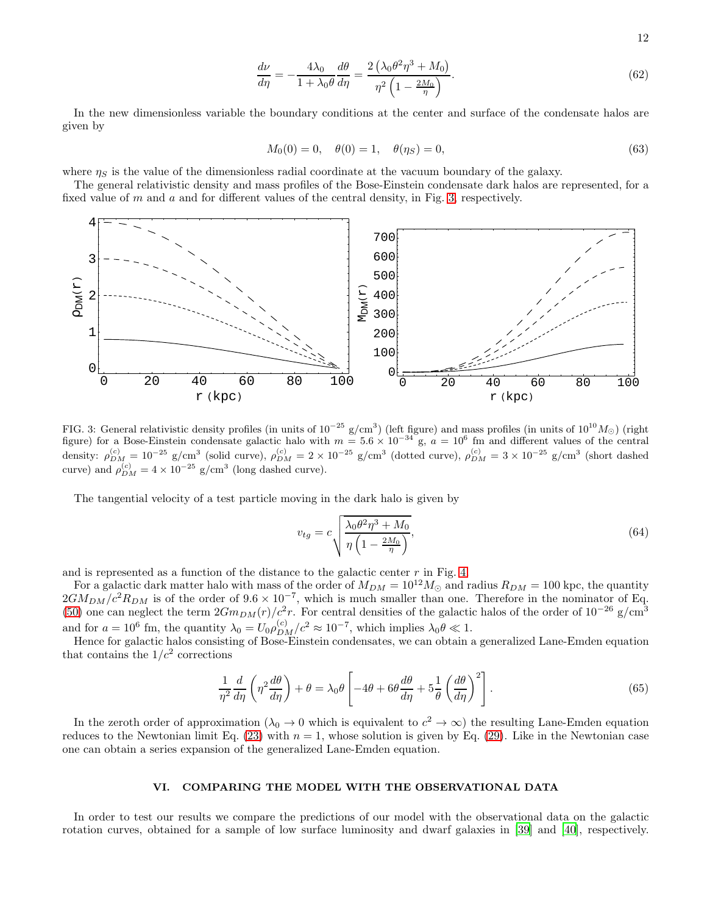$$
\frac{d\nu}{d\eta} = -\frac{4\lambda_0}{1+\lambda_0\theta}\frac{d\theta}{d\eta} = \frac{2\left(\lambda_0\theta^2\eta^3 + M_0\right)}{\eta^2\left(1-\frac{2M_0}{\eta}\right)}. \tag{62}
$$

In the new dimensionless variable the boundary conditions at the center and surface of the condensate halos are given by

$$
M_0(0) = 0, \quad \theta(0) = 1, \quad \theta(\eta_S) = 0, \tag{63}
$$

where $\eta_S$ is the value of the dimensionless radial coordinate at the vacuum boundary of the galaxy.

The general relativistic density and mass profiles of the Bose-Einstein condensate dark halos are represented, for a fixed value of $m$ and $a$ and for different values of the central density, in Fig. 3, respectively.

FIG. 3: General relativistic density profiles (in units of $10^{-25}$ g/cm$^3$) (left figure) and mass profiles (in units of $10^{10}M_\odot$) (right figure) for a Bose-Einstein condensate galactic halo with $m = 5.6\times10^{-34}$ g, $a = 10^6$ fm and different values of the central density: $\rho_{DM}^{(c)} = 10^{-25}$ g/cm$^3$ (solid curve), $\rho_{DM}^{(c)} = 2\times10^{-25}$ g/cm$^3$ (dotted curve), $\rho_{DM}^{(c)} = 3\times10^{-25}$ g/cm$^3$ (short dashed curve) and $\rho_{DM}^{(c)} = 4\times10^{-25}$ g/cm$^3$ (long dashed curve).

The tangential velocity of a test particle moving in the dark halo is given by

$$
v_{tg} = c\sqrt{\frac{\lambda_0\theta^2\eta^3 + M_0}{\eta\left(1-\frac{2M_0}{\eta}\right)}}, \tag{64}
$$

and is represented as a function of the distance to the galactic center $r$ in Fig. 4.

For a galactic dark matter halo with mass of the order of $M_{DM} = 10^{12}M_\odot$ and radius $R_{DM} = 100$ kpc, the quantity $2GM_{DM}/c^2R_{DM}$ is of the order of $9.6\times10^{-7}$, which is much smaller than one. Therefore in the nominator of Eq. (50) one can neglect the term $2Gm_{DM}(r)/c^2r$. For central densities of the galactic halos of the order of $10^{-26}$ g/cm$^3$ and for $a = 10^6$ fm, the quantity $\lambda_0 = U_0\rho_{DM}^{(c)}/c^2 \approx 10^{-7}$, which implies $\lambda_0\theta \ll 1$.

Hence for galactic halos consisting of Bose-Einstein condensates, we can obtain a generalized Lane-Emden equation that contains the $1/c^2$ corrections

$$
\frac{1}{\eta^2}\frac{d}{d\eta}\left(\eta^2\frac{d\theta}{d\eta}\right) + \theta = \lambda_0\theta\left[-4\theta + 6\theta\frac{d\theta}{d\eta} + 5\frac{1}{\theta}\left(\frac{d\theta}{d\eta}\right)^2\right]. \tag{65}
$$

In the zeroth order of approximation ($\lambda_0 \to 0$ which is equivalent to $c^2 \to \infty$) the resulting Lane-Emden equation reduces to the Newtonian limit Eq. (23) with $n = 1$, whose solution is given by Eq. (29). Like in the Newtonian case one can obtain a series expansion of the generalized Lane-Emden equation.

## VI. COMPARING THE MODEL WITH THE OBSERVATIONAL DATA

In order to test our results we compare the predictions of our model with the observational data on the galactic rotation curves, obtained for a sample of low surface luminosity and dwarf galaxies in [39] and [40], respectively.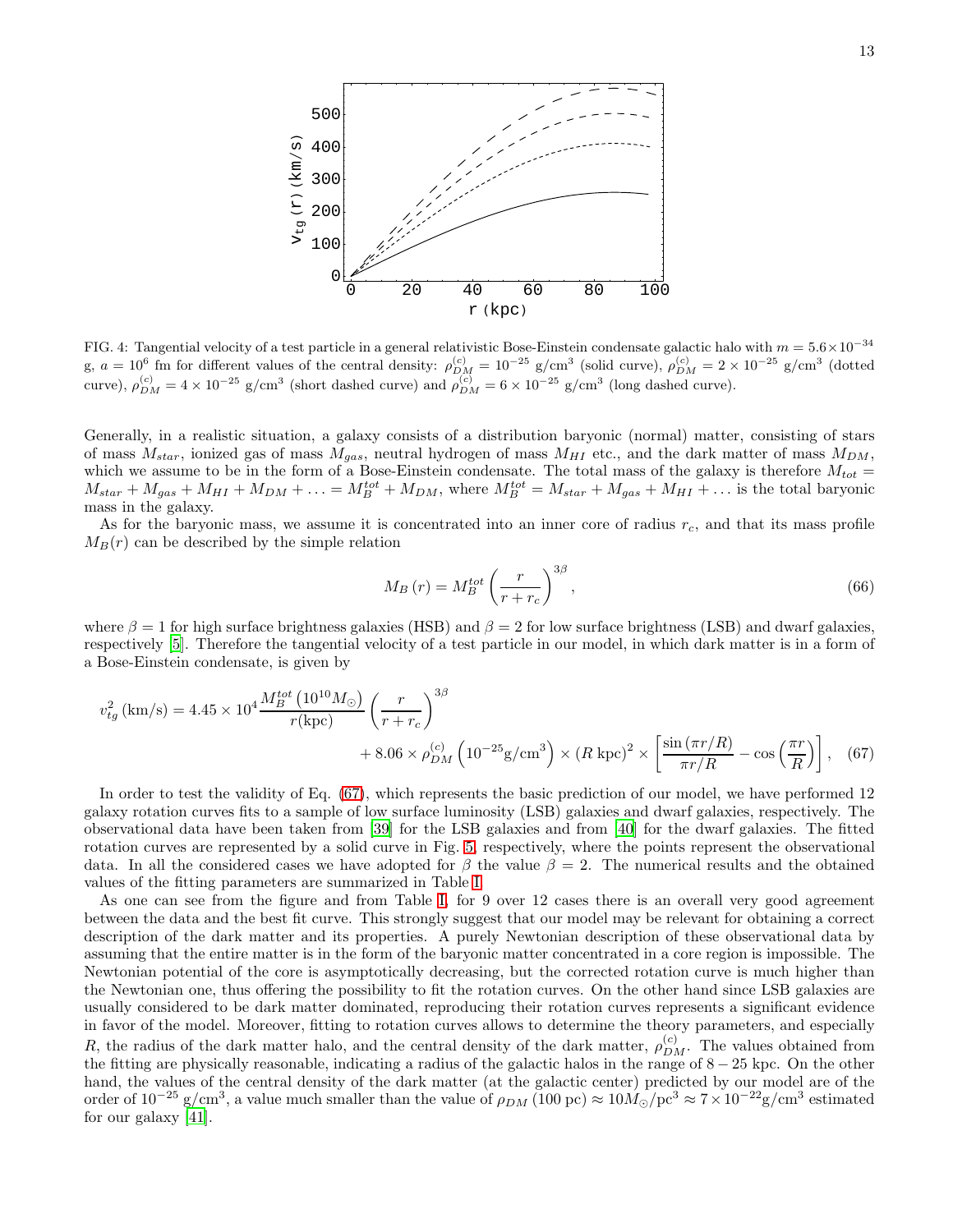FIG. 4: Tangential velocity of a test particle in a general relativistic Bose-Einstein condensate galactic halo with $m = 5.6 \times 10^{-34}$ g, $a = 10^{6}$ fm for different values of the central density: $\rho_{DM}^{(c)} = 10^{-25}$ g/cm$^3$ (solid curve), $\rho_{DM}^{(c)} = 2 \times 10^{-25}$ g/cm$^3$ (dotted curve), $\rho_{DM}^{(c)} = 4 \times 10^{-25}$ g/cm$^3$ (short dashed curve) and $\rho_{DM}^{(c)} = 6 \times 10^{-25}$ g/cm$^3$ (long dashed curve).

Generally, in a realistic situation, a galaxy consists of a distribution baryonic (normal) matter, consisting of stars of mass $M_{star}$, ionized gas of mass $M_{gas}$, neutral hydrogen of mass $M_{HI}$ etc., and the dark matter of mass $M_{DM}$, which we assume to be in the form of a Bose-Einstein condensate. The total mass of the galaxy is therefore $M_{tot} = M_{star} + M_{gas} + M_{HI} + M_{DM} + \ldots = M_B^{tot} + M_{DM}$, where $M_B^{tot} = M_{star} + M_{gas} + M_{HI} + \ldots$ is the total baryonic mass in the galaxy.

As for the baryonic mass, we assume it is concentrated into an inner core of radius $r_c$, and that its mass profile $M_B(r)$ can be described by the simple relation

$$M_B\left(r\right) = M_B^{tot}\left(\frac{r}{r + r_c}\right)^{3\beta}, \tag{66}$$

where $\beta = 1$ for high surface brightness galaxies (HSB) and $\beta = 2$ for low surface brightness (LSB) and dwarf galaxies, respectively [5]. Therefore the tangential velocity of a test particle in our model, in which dark matter is in a form of a Bose-Einstein condensate, is given by

$$v_{tg}^2\,(\mathrm{km/s}) = 4.45 \times 10^4 \frac{M_B^{tot}\left(10^{10}M_{\odot}\right)}{r(\mathrm{kpc})}\left(\frac{r}{r + r_c}\right)^{3\beta} + 8.06 \times \rho_{DM}^{(c)}\left(10^{-25}\mathrm{g/cm}^3\right) \times \left(R\ \mathrm{kpc}\right)^2 \times \left[\frac{\sin\left(\pi r/R\right)}{\pi r/R} - \cos\left(\frac{\pi r}{R}\right)\right], \tag{67}$$

In order to test the validity of Eq. (67), which represents the basic prediction of our model, we have performed 12 galaxy rotation curves fits to a sample of low surface luminosity (LSB) galaxies and dwarf galaxies, respectively. The observational data have been taken from [39] for the LSB galaxies and from [40] for the dwarf galaxies. The fitted rotation curves are represented by a solid curve in Fig. 5, respectively, where the points represent the observational data. In all the considered cases we have adopted for $\beta$ the value $\beta = 2$. The numerical results and the obtained values of the fitting parameters are summarized in Table I.

As one can see from the figure and from Table I, for 9 over 12 cases there is an overall very good agreement between the data and the best fit curve. This strongly suggest that our model may be relevant for obtaining a correct description of the dark matter and its properties. A purely Newtonian description of these observational data by assuming that the entire matter is in the form of the baryonic matter concentrated in a core region is impossible. The Newtonian potential of the core is asymptotically decreasing, but the corrected rotation curve is much higher than the Newtonian one, thus offering the possibility to fit the rotation curves. On the other hand since LSB galaxies are usually considered to be dark matter dominated, reproducing their rotation curves represents a significant evidence in favor of the model. Moreover, fitting to rotation curves allows to determine the theory parameters, and especially $R$, the radius of the dark matter halo, and the central density of the dark matter, $\rho_{DM}^{(c)}$. The values obtained from the fitting are physically reasonable, indicating a radius of the galactic halos in the range of $8 - 25$ kpc. On the other hand, the values of the central density of the dark matter (at the galactic center) predicted by our model are of the order of $10^{-25}$ g/cm$^3$, a value much smaller than the value of $\rho_{DM}\left(100\ \mathrm{pc}\right) \approx 10 M_{\odot}/\mathrm{pc}^3 \approx 7 \times 10^{-22}\mathrm{g/cm}^3$ estimated for our galaxy [41].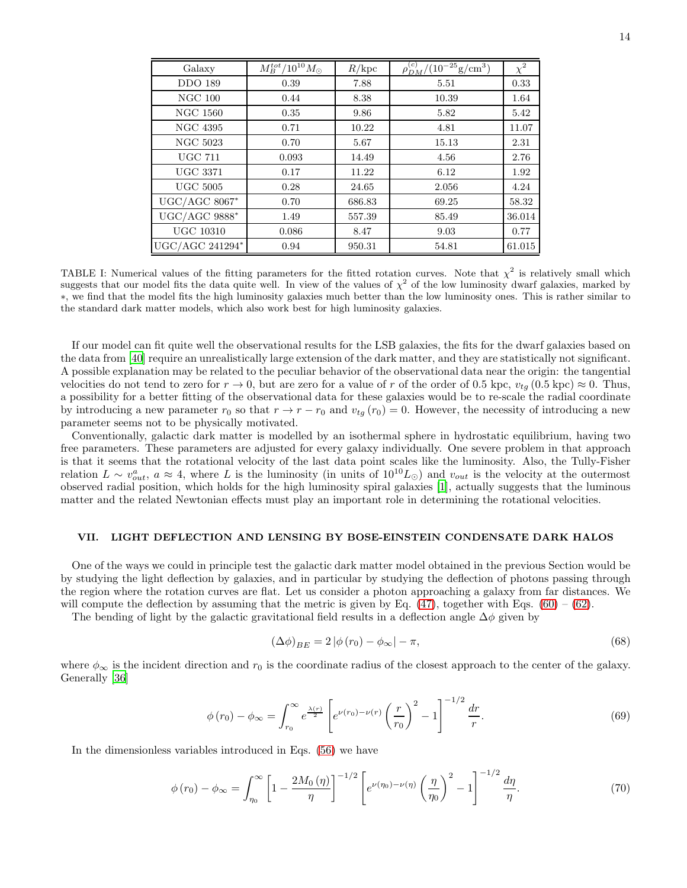| Galaxy | $M_B^{tot}/10^{10}M_{\odot}$ | $R$/kpc | $\rho_{DM}^{(c)}/(10^{-25}\text{g/cm}^3)$ | $\chi^2$ |
|---|---|---|---|---|
| DDO 189 | 0.39 | 7.88 | 5.51 | 0.33 |
| NGC 100 | 0.44 | 8.38 | 10.39 | 1.64 |
| NGC 1560 | 0.35 | 9.86 | 5.82 | 5.42 |
| NGC 4395 | 0.71 | 10.22 | 4.81 | 11.07 |
| NGC 5023 | 0.70 | 5.67 | 15.13 | 2.31 |
| UGC 711 | 0.093 | 14.49 | 4.56 | 2.76 |
| UGC 3371 | 0.17 | 11.22 | 6.12 | 1.92 |
| UGC 5005 | 0.28 | 24.65 | 2.056 | 4.24 |
| UGC/AGC 8067* | 0.70 | 686.83 | 69.25 | 58.32 |
| UGC/AGC 9888* | 1.49 | 557.39 | 85.49 | 36.014 |
| UGC 10310 | 0.086 | 8.47 | 9.03 | 0.77 |
| UGC/AGC 241294* | 0.94 | 950.31 | 54.81 | 61.015 |

TABLE I: Numerical values of the fitting parameters for the fitted rotation curves. Note that $\chi^2$ is relatively small which suggests that our model fits the data quite well. In view of the values of $\chi^2$ of the low luminosity dwarf galaxies, marked by $*$, we find that the model fits the high luminosity galaxies much better than the low luminosity ones. This is rather similar to the standard dark matter models, which also work best for high luminosity galaxies.

If our model can fit quite well the observational results for the LSB galaxies, the fits for the dwarf galaxies based on the data from [40] require an unrealistically large extension of the dark matter, and they are statistically not significant. A possible explanation may be related to the peculiar behavior of the observational data near the origin: the tangential velocities do not tend to zero for $r \to 0$, but are zero for a value of $r$ of the order of 0.5 kpc, $v_{tg}(0.5\text{ kpc}) \approx 0$. Thus, a possibility for a better fitting of the observational data for these galaxies would be to re-scale the radial coordinate by introducing a new parameter $r_0$ so that $r \to r - r_0$ and $v_{tg}(r_0) = 0$. However, the necessity of introducing a new parameter seems not to be physically motivated.

Conventionally, galactic dark matter is modelled by an isothermal sphere in hydrostatic equilibrium, having two free parameters. These parameters are adjusted for every galaxy individually. One severe problem in that approach is that it seems that the rotational velocity of the last data point scales like the luminosity. Also, the Tully-Fisher relation $L \sim v_{out}^a$, $a \approx 4$, where $L$ is the luminosity (in units of $10^{10}L_{\odot}$) and $v_{out}$ is the velocity at the outermost observed radial position, which holds for the high luminosity spiral galaxies [1], actually suggests that the luminous matter and the related Newtonian effects must play an important role in determining the rotational velocities.

## VII. LIGHT DEFLECTION AND LENSING BY BOSE-EINSTEIN CONDENSATE DARK HALOS

One of the ways we could in principle test the galactic dark matter model obtained in the previous Section would be by studying the light deflection by galaxies, and in particular by studying the deflection of photons passing through the region where the rotation curves are flat. Let us consider a photon approaching a galaxy from far distances. We will compute the deflection by assuming that the metric is given by Eq. (47), together with Eqs. (60) – (62).

The bending of light by the galactic gravitational field results in a deflection angle $\Delta\phi$ given by

$$(\Delta\phi)_{BE} = 2\left|\phi(r_0) - \phi_{\infty}\right| - \pi, \tag{68}$$

where $\phi_{\infty}$ is the incident direction and $r_0$ is the coordinate radius of the closest approach to the center of the galaxy. Generally [36]

$$\phi(r_0) - \phi_{\infty} = \int_{r_0}^{\infty} e^{\frac{\lambda(r)}{2}} \left[e^{\nu(r_0)-\nu(r)}\left(\frac{r}{r_0}\right)^2 - 1\right]^{-1/2} \frac{dr}{r}. \tag{69}$$

In the dimensionless variables introduced in Eqs. (56) we have

$$\phi(r_0) - \phi_{\infty} = \int_{\eta_0}^{\infty} \left[1 - \frac{2M_0(\eta)}{\eta}\right]^{-1/2} \left[e^{\nu(\eta_0)-\nu(\eta)}\left(\frac{\eta}{\eta_0}\right)^2 - 1\right]^{-1/2} \frac{d\eta}{\eta}. \tag{70}$$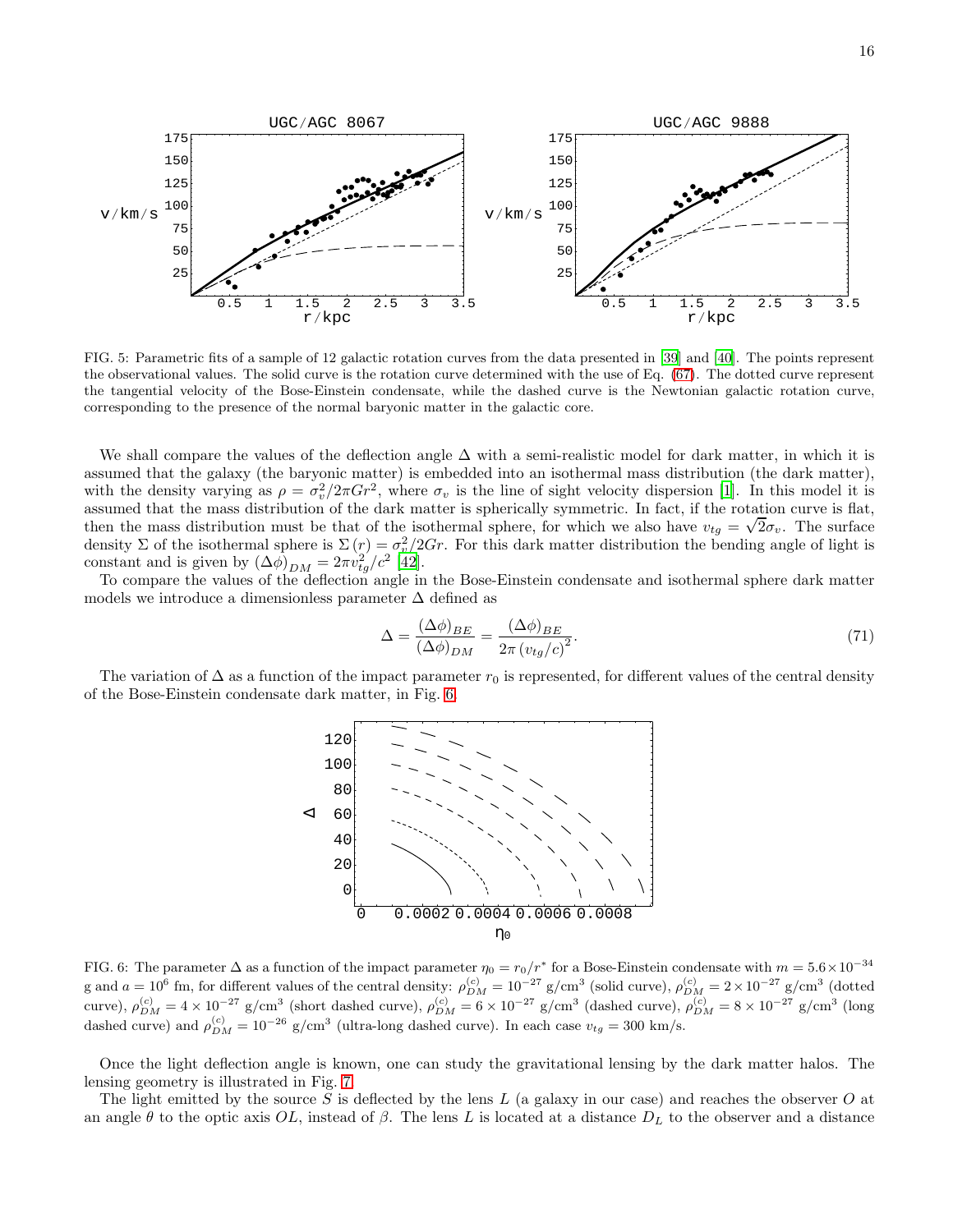FIG. 5: Parametric fits of a sample of 12 galactic rotation curves from the data presented in [39] and [40]. The points represent the observational values. The solid curve is the rotation curve determined with the use of Eq. (67). The dotted curve represent the tangential velocity of the Bose-Einstein condensate, while the dashed curve is the Newtonian galactic rotation curve, corresponding to the presence of the normal baryonic matter in the galactic core.

We shall compare the values of the deflection angle $\Delta$ with a semi-realistic model for dark matter, in which it is assumed that the galaxy (the baryonic matter) is embedded into an isothermal mass distribution (the dark matter), with the density varying as $\rho = \sigma_v^2/2\pi G r^2$, where $\sigma_v$ is the line of sight velocity dispersion [1]. In this model it is assumed that the mass distribution of the dark matter is spherically symmetric. In fact, if the rotation curve is flat, then the mass distribution must be that of the isothermal sphere, for which we also have $v_{tg} = \sqrt{2}\sigma_v$. The surface density $\Sigma$ of the isothermal sphere is $\Sigma(r) = \sigma_v^2/2Gr$. For this dark matter distribution the bending angle of light is constant and is given by $(\Delta\phi)_{DM} = 2\pi v_{tg}^2/c^2$ [42].

To compare the values of the deflection angle in the Bose-Einstein condensate and isothermal sphere dark matter models we introduce a dimensionless parameter $\Delta$ defined as

$$\Delta = \frac{(\Delta\phi)_{BE}}{(\Delta\phi)_{DM}} = \frac{(\Delta\phi)_{BE}}{2\pi \left(v_{tg}/c\right)^2}. \tag{71}$$

The variation of $\Delta$ as a function of the impact parameter $r_0$ is represented, for different values of the central density of the Bose-Einstein condensate dark matter, in Fig. 6.

FIG. 6: The parameter $\Delta$ as a function of the impact parameter $\eta_0 = r_0/r^*$ for a Bose-Einstein condensate with $m = 5.6\times10^{-34}$ g and $a = 10^6$ fm, for different values of the central density: $\rho_{DM}^{(c)} = 10^{-27}$ g/cm$^3$ (solid curve), $\rho_{DM}^{(c)} = 2\times10^{-27}$ g/cm$^3$ (dotted curve), $\rho_{DM}^{(c)} = 4\times10^{-27}$ g/cm$^3$ (short dashed curve), $\rho_{DM}^{(c)} = 6\times10^{-27}$ g/cm$^3$ (dashed curve), $\rho_{DM}^{(c)} = 8\times10^{-27}$ g/cm$^3$ (long dashed curve) and $\rho_{DM}^{(c)} = 10^{-26}$ g/cm$^3$ (ultra-long dashed curve). In each case $v_{tg} = 300$ km/s.

Once the light deflection angle is known, one can study the gravitational lensing by the dark matter halos. The lensing geometry is illustrated in Fig. 7.

The light emitted by the source $S$ is deflected by the lens $L$ (a galaxy in our case) and reaches the observer $O$ at an angle $\theta$ to the optic axis $OL$, instead of $\beta$. The lens $L$ is located at a distance $D_L$ to the observer and a distance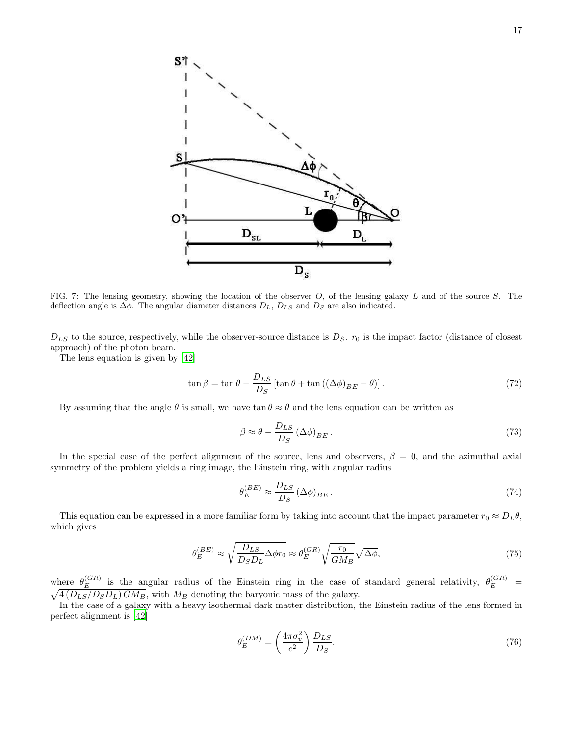FIG. 7: The lensing geometry, showing the location of the observer $O$, of the lensing galaxy $L$ and of the source $S$. The deflection angle is $\Delta\phi$. The angular diameter distances $D_L$, $D_{LS}$ and $D_S$ are also indicated.

$D_{LS}$ to the source, respectively, while the observer-source distance is $D_S$. $r_0$ is the impact factor (distance of closest approach) of the photon beam.

The lens equation is given by [42]

$$\tan\beta = \tan\theta - \frac{D_{LS}}{D_S}\left[\tan\theta + \tan\left((\Delta\phi)_{BE} - \theta\right)\right]. \tag{72}$$

By assuming that the angle $\theta$ is small, we have $\tan\theta \approx \theta$ and the lens equation can be written as

$$\beta \approx \theta - \frac{D_{LS}}{D_S}(\Delta\phi)_{BE}. \tag{73}$$

In the special case of the perfect alignment of the source, lens and observers, $\beta = 0$, and the azimuthal axial symmetry of the problem yields a ring image, the Einstein ring, with angular radius

$$\theta_E^{(BE)} \approx \frac{D_{LS}}{D_S}(\Delta\phi)_{BE}. \tag{74}$$

This equation can be expressed in a more familiar form by taking into account that the impact parameter $r_0 \approx D_L\theta$, which gives

$$\theta_E^{(BE)} \approx \sqrt{\frac{D_{LS}}{D_S D_L}\Delta\phi r_0} \approx \theta_E^{(GR)}\sqrt{\frac{r_0}{GM_B}}\sqrt{\Delta\phi}, \tag{75}$$

where $\theta_E^{(GR)}$ is the angular radius of the Einstein ring in the case of standard general relativity, $\theta_E^{(GR)} = \sqrt{4\left(D_{LS}/D_S D_L\right)GM_B}$, with $M_B$ denoting the baryonic mass of the galaxy.

In the case of a galaxy with a heavy isothermal dark matter distribution, the Einstein radius of the lens formed in perfect alignment is [42]

$$\theta_E^{(DM)} = \left(\frac{4\pi\sigma_v^2}{c^2}\right)\frac{D_{LS}}{D_S}. \tag{76}$$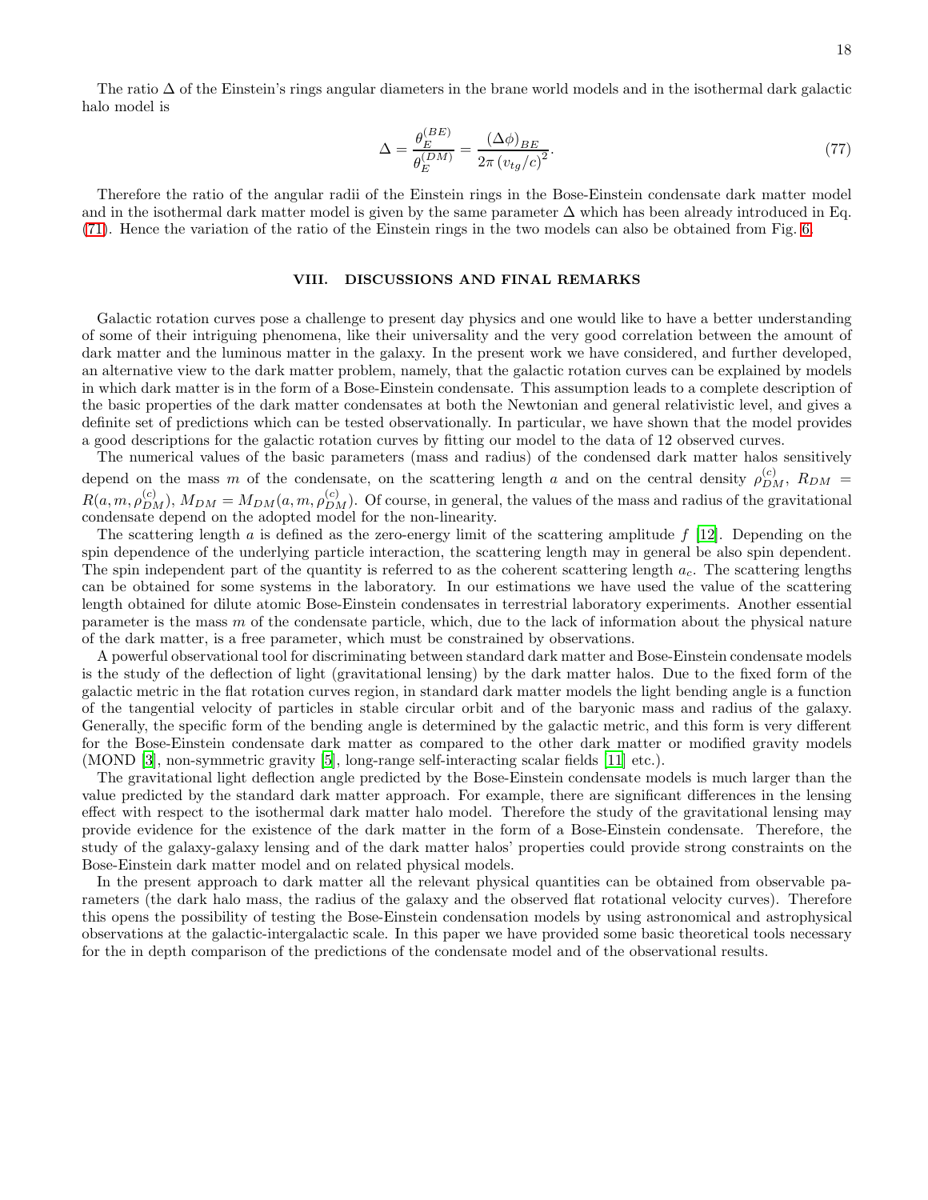The ratio $\Delta$ of the Einstein's rings angular diameters in the brane world models and in the isothermal dark galactic halo model is

$$
\Delta = \frac{\theta_E^{(BE)}}{\theta_E^{(DM)}} = \frac{(\Delta\phi)_{BE}}{2\pi\left(v_{tg}/c\right)^2}. \tag{77}
$$

Therefore the ratio of the angular radii of the Einstein rings in the Bose-Einstein condensate dark matter model and in the isothermal dark matter model is given by the same parameter $\Delta$ which has been already introduced in Eq. (71). Hence the variation of the ratio of the Einstein rings in the two models can also be obtained from Fig. 6.

## VIII. DISCUSSIONS AND FINAL REMARKS

Galactic rotation curves pose a challenge to present day physics and one would like to have a better understanding of some of their intriguing phenomena, like their universality and the very good correlation between the amount of dark matter and the luminous matter in the galaxy. In the present work we have considered, and further developed, an alternative view to the dark matter problem, namely, that the galactic rotation curves can be explained by models in which dark matter is in the form of a Bose-Einstein condensate. This assumption leads to a complete description of the basic properties of the dark matter condensates at both the Newtonian and general relativistic level, and gives a definite set of predictions which can be tested observationally. In particular, we have shown that the model provides a good descriptions for the galactic rotation curves by fitting our model to the data of 12 observed curves.

The numerical values of the basic parameters (mass and radius) of the condensed dark matter halos sensitively depend on the mass $m$ of the condensate, on the scattering length $a$ and on the central density $\rho_{DM}^{(c)}$, $R_{DM} = R(a, m, \rho_{DM}^{(c)})$, $M_{DM} = M_{DM}(a, m, \rho_{DM}^{(c)})$. Of course, in general, the values of the mass and radius of the gravitational condensate depend on the adopted model for the non-linearity.

The scattering length $a$ is defined as the zero-energy limit of the scattering amplitude $f$ [12]. Depending on the spin dependence of the underlying particle interaction, the scattering length may in general be also spin dependent. The spin independent part of the quantity is referred to as the coherent scattering length $a_c$. The scattering lengths can be obtained for some systems in the laboratory. In our estimations we have used the value of the scattering length obtained for dilute atomic Bose-Einstein condensates in terrestrial laboratory experiments. Another essential parameter is the mass $m$ of the condensate particle, which, due to the lack of information about the physical nature of the dark matter, is a free parameter, which must be constrained by observations.

A powerful observational tool for discriminating between standard dark matter and Bose-Einstein condensate models is the study of the deflection of light (gravitational lensing) by the dark matter halos. Due to the fixed form of the galactic metric in the flat rotation curves region, in standard dark matter models the light bending angle is a function of the tangential velocity of particles in stable circular orbit and of the baryonic mass and radius of the galaxy. Generally, the specific form of the bending angle is determined by the galactic metric, and this form is very different for the Bose-Einstein condensate dark matter as compared to the other dark matter or modified gravity models (MOND [3], non-symmetric gravity [5], long-range self-interacting scalar fields [11] etc.).

The gravitational light deflection angle predicted by the Bose-Einstein condensate models is much larger than the value predicted by the standard dark matter approach. For example, there are significant differences in the lensing effect with respect to the isothermal dark matter halo model. Therefore the study of the gravitational lensing may provide evidence for the existence of the dark matter in the form of a Bose-Einstein condensate. Therefore, the study of the galaxy-galaxy lensing and of the dark matter halos' properties could provide strong constraints on the Bose-Einstein dark matter model and on related physical models.

In the present approach to dark matter all the relevant physical quantities can be obtained from observable parameters (the dark halo mass, the radius of the galaxy and the observed flat rotational velocity curves). Therefore this opens the possibility of testing the Bose-Einstein condensation models by using astronomical and astrophysical observations at the galactic-intergalactic scale. In this paper we have provided some basic theoretical tools necessary for the in depth comparison of the predictions of the condensate model and of the observational results.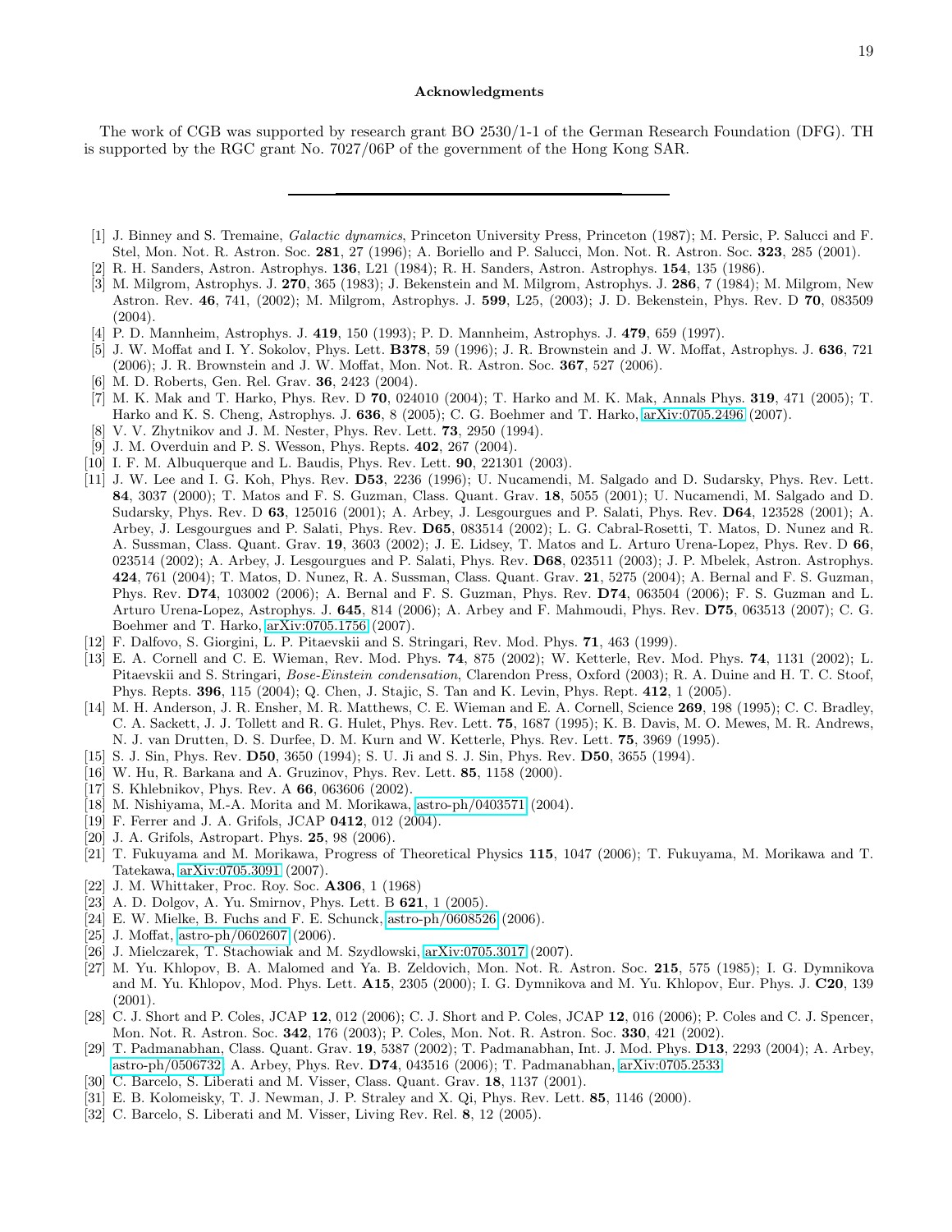**Acknowledgments**

The work of CGB was supported by research grant BO 2530/1-1 of the German Research Foundation (DFG). TH is supported by the RGC grant No. 7027/06P of the government of the Hong Kong SAR.

---

[1] J. Binney and S. Tremaine, *Galactic dynamics*, Princeton University Press, Princeton (1987); M. Persic, P. Salucci and F. Stel, Mon. Not. R. Astron. Soc. **281**, 27 (1996); A. Boriello and P. Salucci, Mon. Not. R. Astron. Soc. **323**, 285 (2001).

[2] R. H. Sanders, Astron. Astrophys. **136**, L21 (1984); R. H. Sanders, Astron. Astrophys. **154**, 135 (1986).

[3] M. Milgrom, Astrophys. J. **270**, 365 (1983); J. Bekenstein and M. Milgrom, Astrophys. J. **286**, 7 (1984); M. Milgrom, New Astron. Rev. **46**, 741, (2002); M. Milgrom, Astrophys. J. **599**, L25, (2003); J. D. Bekenstein, Phys. Rev. D **70**, 083509 (2004).

[4] P. D. Mannheim, Astrophys. J. **419**, 150 (1993); P. D. Mannheim, Astrophys. J. **479**, 659 (1997).

[5] J. W. Moffat and I. Y. Sokolov, Phys. Lett. **B378**, 59 (1996); J. R. Brownstein and J. W. Moffat, Astrophys. J. **636**, 721 (2006); J. R. Brownstein and J. W. Moffat, Mon. Not. R. Astron. Soc. **367**, 527 (2006).

[6] M. D. Roberts, Gen. Rel. Grav. **36**, 2423 (2004).

[7] M. K. Mak and T. Harko, Phys. Rev. D **70**, 024010 (2004); T. Harko and M. K. Mak, Annals Phys. **319**, 471 (2005); T. Harko and K. S. Cheng, Astrophys. J. **636**, 8 (2005); C. G. Boehmer and T. Harko, arXiv:0705.2496 (2007).

[8] V. V. Zhytnikov and J. M. Nester, Phys. Rev. Lett. **73**, 2950 (1994).

[9] J. M. Overduin and P. S. Wesson, Phys. Repts. **402**, 267 (2004).

[10] I. F. M. Albuquerque and L. Baudis, Phys. Rev. Lett. **90**, 221301 (2003).

[11] J. W. Lee and I. G. Koh, Phys. Rev. **D53**, 2236 (1996); U. Nucamendi, M. Salgado and D. Sudarsky, Phys. Rev. Lett. **84**, 3037 (2000); T. Matos and F. S. Guzman, Class. Quant. Grav. **18**, 5055 (2001); U. Nucamendi, M. Salgado and D. Sudarsky, Phys. Rev. D **63**, 125016 (2001); A. Arbey, J. Lesgourgues and P. Salati, Phys. Rev. **D64**, 123528 (2001); A. Arbey, J. Lesgourgues and P. Salati, Phys. Rev. **D65**, 083514 (2002); L. G. Cabral-Rosetti, T. Matos, D. Nunez and R. A. Sussman, Class. Quant. Grav. **19**, 3603 (2002); J. E. Lidsey, T. Matos and L. Arturo Urena-Lopez, Phys. Rev. D **66**, 023514 (2002); A. Arbey, J. Lesgourgues and P. Salati, Phys. Rev. **D68**, 023511 (2003); J. P. Mbelek, Astron. Astrophys. **424**, 761 (2004); T. Matos, D. Nunez, R. A. Sussman, Class. Quant. Grav. **21**, 5275 (2004); A. Bernal and F. S. Guzman, Phys. Rev. **D74**, 103002 (2006); A. Bernal and F. S. Guzman, Phys. Rev. **D74**, 063504 (2006); F. S. Guzman and L. Arturo Urena-Lopez, Astrophys. J. **645**, 814 (2006); A. Arbey and F. Mahmoudi, Phys. Rev. **D75**, 063513 (2007); C. G. Boehmer and T. Harko, arXiv:0705.1756 (2007).

[12] F. Dalfovo, S. Giorgini, L. P. Pitaevskii and S. Stringari, Rev. Mod. Phys. **71**, 463 (1999).

[13] E. A. Cornell and C. E. Wieman, Rev. Mod. Phys. **74**, 875 (2002); W. Ketterle, Rev. Mod. Phys. **74**, 1131 (2002); L. Pitaevskii and S. Stringari, *Bose-Einstein condensation*, Clarendon Press, Oxford (2003); R. A. Duine and H. T. C. Stoof, Phys. Repts. **396**, 115 (2004); Q. Chen, J. Stajic, S. Tan and K. Levin, Phys. Rept. **412**, 1 (2005).

[14] M. H. Anderson, J. R. Ensher, M. R. Matthews, C. E. Wieman and E. A. Cornell, Science **269**, 198 (1995); C. C. Bradley, C. A. Sackett, J. J. Tollett and R. G. Hulet, Phys. Rev. Lett. **75**, 1687 (1995); K. B. Davis, M. O. Mewes, M. R. Andrews, N. J. van Drutten, D. S. Durfee, D. M. Kurn and W. Ketterle, Phys. Rev. Lett. **75**, 3969 (1995).

[15] S. J. Sin, Phys. Rev. **D50**, 3650 (1994); S. U. Ji and S. J. Sin, Phys. Rev. **D50**, 3655 (1994).

[16] W. Hu, R. Barkana and A. Gruzinov, Phys. Rev. Lett. **85**, 1158 (2000).

[17] S. Khlebnikov, Phys. Rev. A **66**, 063606 (2002).

[18] M. Nishiyama, M.-A. Morita and M. Morikawa, astro-ph/0403571 (2004).

[19] F. Ferrer and J. A. Grifols, JCAP **0412**, 012 (2004).

[20] J. A. Grifols, Astropart. Phys. **25**, 98 (2006).

[21] T. Fukuyama and M. Morikawa, Progress of Theoretical Physics **115**, 1047 (2006); T. Fukuyama, M. Morikawa and T. Tatekawa, arXiv:0705.3091 (2007).

[22] J. M. Whittaker, Proc. Roy. Soc. **A306**, 1 (1968)

[23] A. D. Dolgov, A. Yu. Smirnov, Phys. Lett. B **621**, 1 (2005).

[24] E. W. Mielke, B. Fuchs and F. E. Schunck, astro-ph/0608526 (2006).

[25] J. Moffat, astro-ph/0602607 (2006).

[26] J. Mielczarek, T. Stachowiak and M. Szydlowski, arXiv:0705.3017 (2007).

[27] M. Yu. Khlopov, B. A. Malomed and Ya. B. Zeldovich, Mon. Not. R. Astron. Soc. **215**, 575 (1985); I. G. Dymnikova and M. Yu. Khlopov, Mod. Phys. Lett. **A15**, 2305 (2000); I. G. Dymnikova and M. Yu. Khlopov, Eur. Phys. J. **C20**, 139 (2001).

[28] C. J. Short and P. Coles, JCAP **12**, 012 (2006); C. J. Short and P. Coles, JCAP **12**, 016 (2006); P. Coles and C. J. Spencer, Mon. Not. R. Astron. Soc. **342**, 176 (2003); P. Coles, Mon. Not. R. Astron. Soc. **330**, 421 (2002).

[29] T. Padmanabhan, Class. Quant. Grav. **19**, 5387 (2002); T. Padmanabhan, Int. J. Mod. Phys. **D13**, 2293 (2004); A. Arbey, astro-ph/0506732; A. Arbey, Phys. Rev. **D74**, 043516 (2006); T. Padmanabhan, arXiv:0705.2533.

[30] C. Barcelo, S. Liberati and M. Visser, Class. Quant. Grav. **18**, 1137 (2001).

[31] E. B. Kolomeisky, T. J. Newman, J. P. Straley and X. Qi, Phys. Rev. Lett. **85**, 1146 (2000).

[32] C. Barcelo, S. Liberati and M. Visser, Living Rev. Rel. **8**, 12 (2005).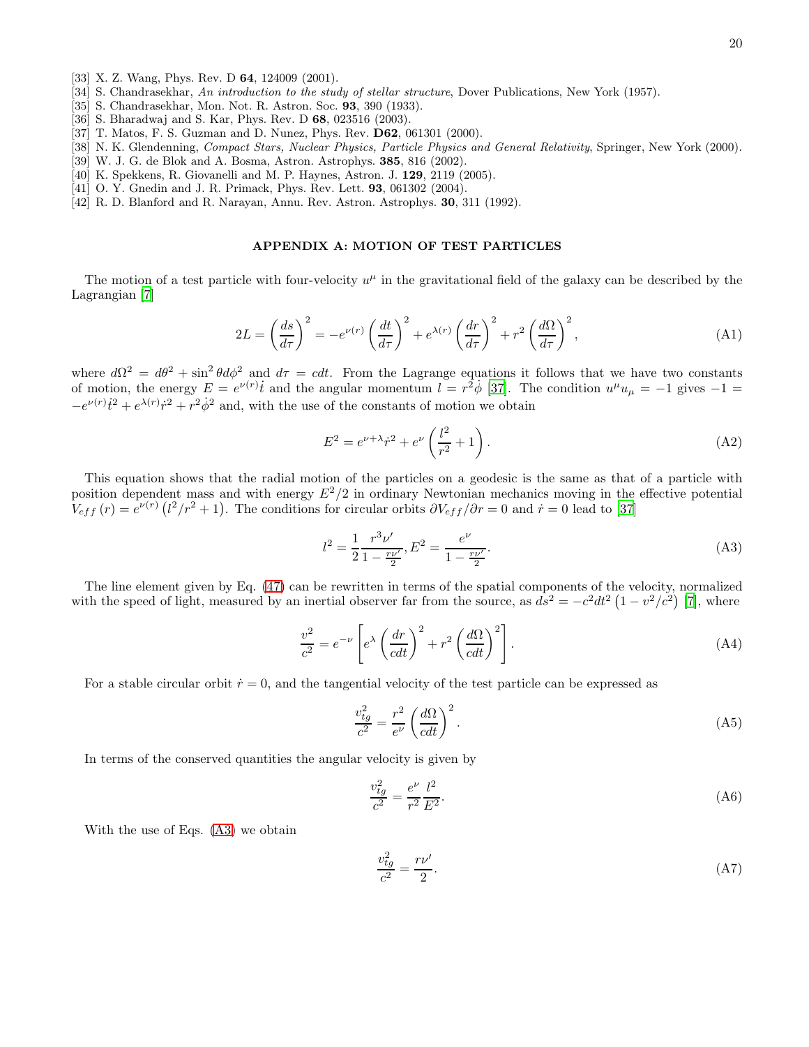[33] X. Z. Wang, Phys. Rev. D **64**, 124009 (2001).
[34] S. Chandrasekhar, *An introduction to the study of stellar structure*, Dover Publications, New York (1957).
[35] S. Chandrasekhar, Mon. Not. R. Astron. Soc. **93**, 390 (1933).
[36] S. Bharadwaj and S. Kar, Phys. Rev. D **68**, 023516 (2003).
[37] T. Matos, F. S. Guzman and D. Nunez, Phys. Rev. **D62**, 061301 (2000).
[38] N. K. Glendenning, *Compact Stars, Nuclear Physics, Particle Physics and General Relativity*, Springer, New York (2000).
[39] W. J. G. de Blok and A. Bosma, Astron. Astrophys. **385**, 816 (2002).
[40] K. Spekkens, R. Giovanelli and M. P. Haynes, Astron. J. **129**, 2119 (2005).
[41] O. Y. Gnedin and J. R. Primack, Phys. Rev. Lett. **93**, 061302 (2004).
[42] R. D. Blanford and R. Narayan, Annu. Rev. Astron. Astrophys. **30**, 311 (1992).

## APPENDIX A: MOTION OF TEST PARTICLES

The motion of a test particle with four-velocity $u^{\mu}$ in the gravitational field of the galaxy can be described by the Lagrangian [7]

$$2L = \left(\frac{ds}{d\tau}\right)^2 = -e^{\nu(r)}\left(\frac{dt}{d\tau}\right)^2 + e^{\lambda(r)}\left(\frac{dr}{d\tau}\right)^2 + r^2\left(\frac{d\Omega}{d\tau}\right)^2, \tag{A1}$$

where $d\Omega^2 = d\theta^2 + \sin^2\theta d\phi^2$ and $d\tau = cdt$. From the Lagrange equations it follows that we have two constants of motion, the energy $E = e^{\nu(r)}\dot{t}$ and the angular momentum $l = r^2\dot{\phi}$ [37]. The condition $u^{\mu}u_{\mu} = -1$ gives $-1 = -e^{\nu(r)}\dot{t}^2 + e^{\lambda(r)}\dot{r}^2 + r^2\dot{\phi}^2$ and, with the use of the constants of motion we obtain

$$E^2 = e^{\nu+\lambda}\dot{r}^2 + e^{\nu}\left(\frac{l^2}{r^2} + 1\right). \tag{A2}$$

This equation shows that the radial motion of the particles on a geodesic is the same as that of a particle with position dependent mass and with energy $E^2/2$ in ordinary Newtonian mechanics moving in the effective potential $V_{eff}(r) = e^{\nu(r)}\left(l^2/r^2 + 1\right)$. The conditions for circular orbits $\partial V_{eff}/\partial r = 0$ and $\dot{r} = 0$ lead to [37]

$$l^2 = \frac{1}{2}\frac{r^3\nu'}{1 - \frac{r\nu'}{2}}, E^2 = \frac{e^{\nu}}{1 - \frac{r\nu'}{2}}. \tag{A3}$$

The line element given by Eq. (47) can be rewritten in terms of the spatial components of the velocity, normalized with the speed of light, measured by an inertial observer far from the source, as $ds^2 = -c^2dt^2\left(1 - v^2/c^2\right)$ [7], where

$$\frac{v^2}{c^2} = e^{-\nu}\left[e^{\lambda}\left(\frac{dr}{cdt}\right)^2 + r^2\left(\frac{d\Omega}{cdt}\right)^2\right]. \tag{A4}$$

For a stable circular orbit $\dot{r} = 0$, and the tangential velocity of the test particle can be expressed as

$$\frac{v_{tg}^2}{c^2} = \frac{r^2}{e^{\nu}}\left(\frac{d\Omega}{cdt}\right)^2. \tag{A5}$$

In terms of the conserved quantities the angular velocity is given by

$$\frac{v_{tg}^2}{c^2} = \frac{e^{\nu}}{r^2}\frac{l^2}{E^2}. \tag{A6}$$

With the use of Eqs. (A3) we obtain

$$\frac{v_{tg}^2}{c^2} = \frac{r\nu'}{2}. \tag{A7}$$